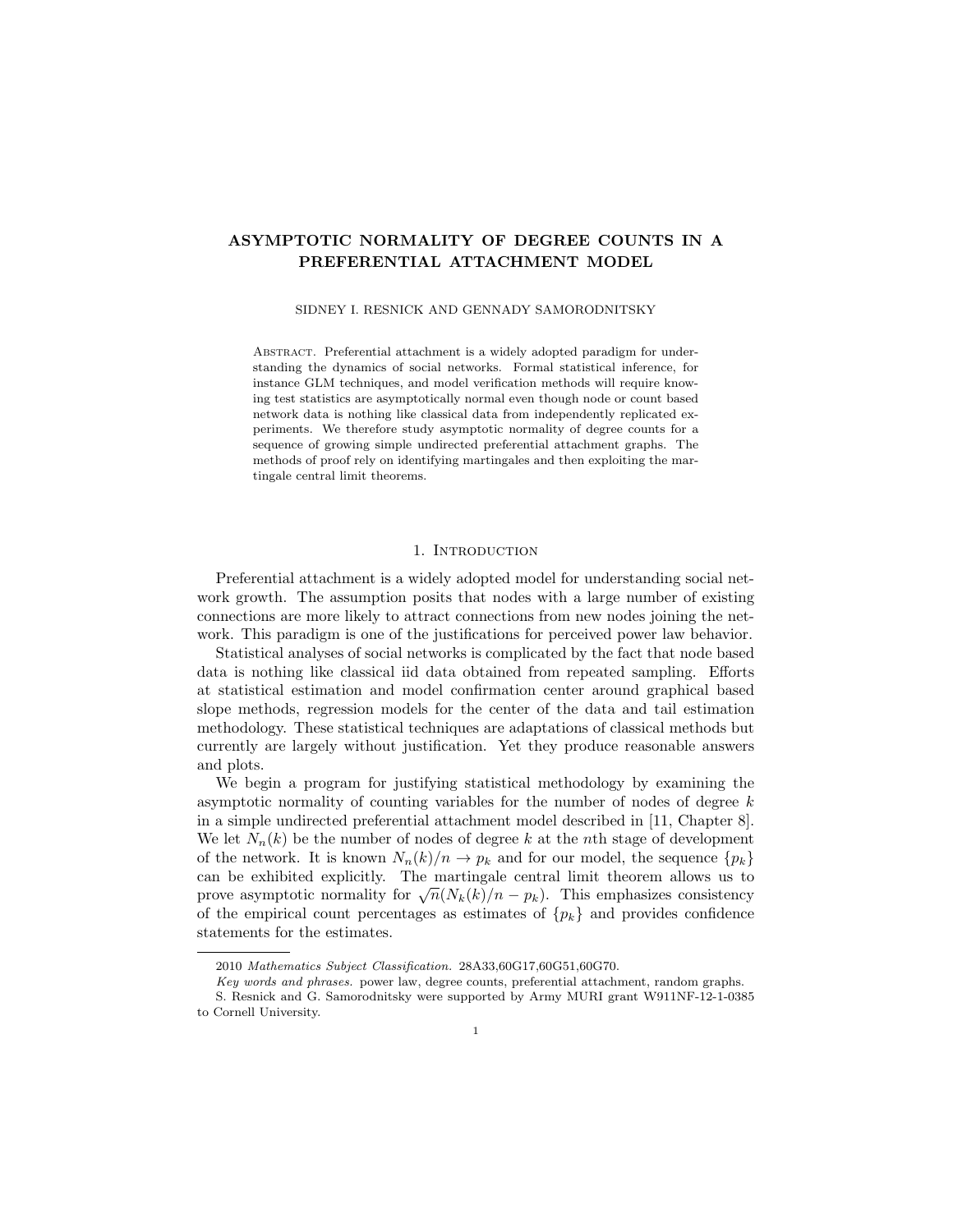# ASYMPTOTIC NORMALITY OF DEGREE COUNTS IN A PREFERENTIAL ATTACHMENT MODEL

SIDNEY I. RESNICK AND GENNADY SAMORODNITSKY

Abstract. Preferential attachment is a widely adopted paradigm for understanding the dynamics of social networks. Formal statistical inference, for instance GLM techniques, and model verification methods will require knowing test statistics are asymptotically normal even though node or count based network data is nothing like classical data from independently replicated experiments. We therefore study asymptotic normality of degree counts for a sequence of growing simple undirected preferential attachment graphs. The methods of proof rely on identifying martingales and then exploiting the martingale central limit theorems.

## 1. Introduction

Preferential attachment is a widely adopted model for understanding social network growth. The assumption posits that nodes with a large number of existing connections are more likely to attract connections from new nodes joining the network. This paradigm is one of the justifications for perceived power law behavior.

Statistical analyses of social networks is complicated by the fact that node based data is nothing like classical iid data obtained from repeated sampling. Efforts at statistical estimation and model confirmation center around graphical based slope methods, regression models for the center of the data and tail estimation methodology. These statistical techniques are adaptations of classical methods but currently are largely without justification. Yet they produce reasonable answers and plots.

We begin a program for justifying statistical methodology by examining the asymptotic normality of counting variables for the number of nodes of degree $k$ in a simple undirected preferential attachment model described in [11, Chapter 8]. We let $N_n(k)$ be the number of nodes of degree $k$ at the $n$th stage of development of the network. It is known $N_n(k)/n \to p_k$ and for our model, the sequence $\{p_k\}$ can be exhibited explicitly. The martingale central limit theorem allows us to prove asymptotic normality for $\sqrt{n}(N_k(k)/n - p_k)$. This emphasizes consistency of the empirical count percentages as estimates of $\{p_k\}$ and provides confidence statements for the estimates.

---

2010 *Mathematics Subject Classification.* 28A33,60G17,60G51,60G70.

*Key words and phrases.* power law, degree counts, preferential attachment, random graphs.

S. Resnick and G. Samorodnitsky were supported by Army MURI grant W911NF-12-1-0385 to Cornell University.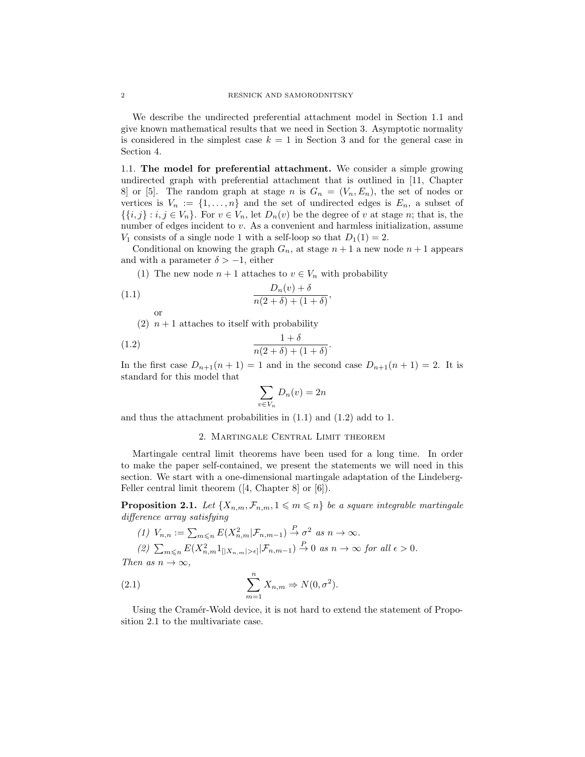We describe the undirected preferential attachment model in Section 1.1 and give known mathematical results that we need in Section 3. Asymptotic normality is considered in the simplest case $k = 1$ in Section 3 and for the general case in Section 4.

### 1.1. The model for preferential attachment.

We consider a simple growing undirected graph with preferential attachment that is outlined in [11, Chapter 8] or [5]. The random graph at stage $n$ is $G_n = (V_n, E_n)$, the set of nodes or vertices is $V_n := \{1, \dots, n\}$ and the set of undirected edges is $E_n$, a subset of $\{\{i, j\} : i, j \in V_n\}$. For $v \in V_n$, let $D_n(v)$ be the degree of $v$ at stage $n$; that is, the number of edges incident to $v$. As a convenient and harmless initialization, assume $V_1$ consists of a single node 1 with a self-loop so that $D_1(1) = 2$.

Conditional on knowing the graph $G_n$, at stage $n+1$ a new node $n+1$ appears and with a parameter $\delta > -1$, either

(1) The new node $n + 1$ attaches to $v \in V_n$ with probability

$$\frac{D_n(v) + \delta}{n(2 + \delta) + (1 + \delta)}, \tag{1.1}$$

or

(2) $n + 1$ attaches to itself with probability

$$\frac{1 + \delta}{n(2 + \delta) + (1 + \delta)}. \tag{1.2}$$

In the first case $D_{n+1}(n + 1) = 1$ and in the second case $D_{n+1}(n + 1) = 2$. It is standard for this model that

$$\sum_{v \in V_n} D_n(v) = 2n$$

and thus the attachment probabilities in (1.1) and (1.2) add to 1.

## 2. Martingale Central Limit theorem

Martingale central limit theorems have been used for a long time. In order to make the paper self-contained, we present the statements we will need in this section. We start with a one-dimensional martingale adaptation of the Lindeberg-Feller central limit theorem ([4, Chapter 8] or [6]).

**Proposition 2.1.** *Let $\{X_{n,m}, \mathcal{F}_{n,m}, 1 \leqslant m \leqslant n\}$ be a square integrable martingale difference array satisfying*

*(1) $V_{n,n} := \sum_{m \leqslant n} E(X_{n,m}^2 | \mathcal{F}_{n,m-1}) \xrightarrow{P} \sigma^2$ as $n \to \infty$.*

*(2) $\sum_{m \leqslant n} E(X_{n,m}^2 1_{[|X_{n,m}| > \epsilon]} | \mathcal{F}_{n,m-1}) \xrightarrow{P} 0$ as $n \to \infty$ for all $\epsilon > 0$.*

*Then as $n \to \infty$,*

$$\sum_{m=1}^{n} X_{n,m} \Rightarrow N(0, \sigma^2). \tag{2.1}$$

Using the Cramér-Wold device, it is not hard to extend the statement of Proposition 2.1 to the multivariate case.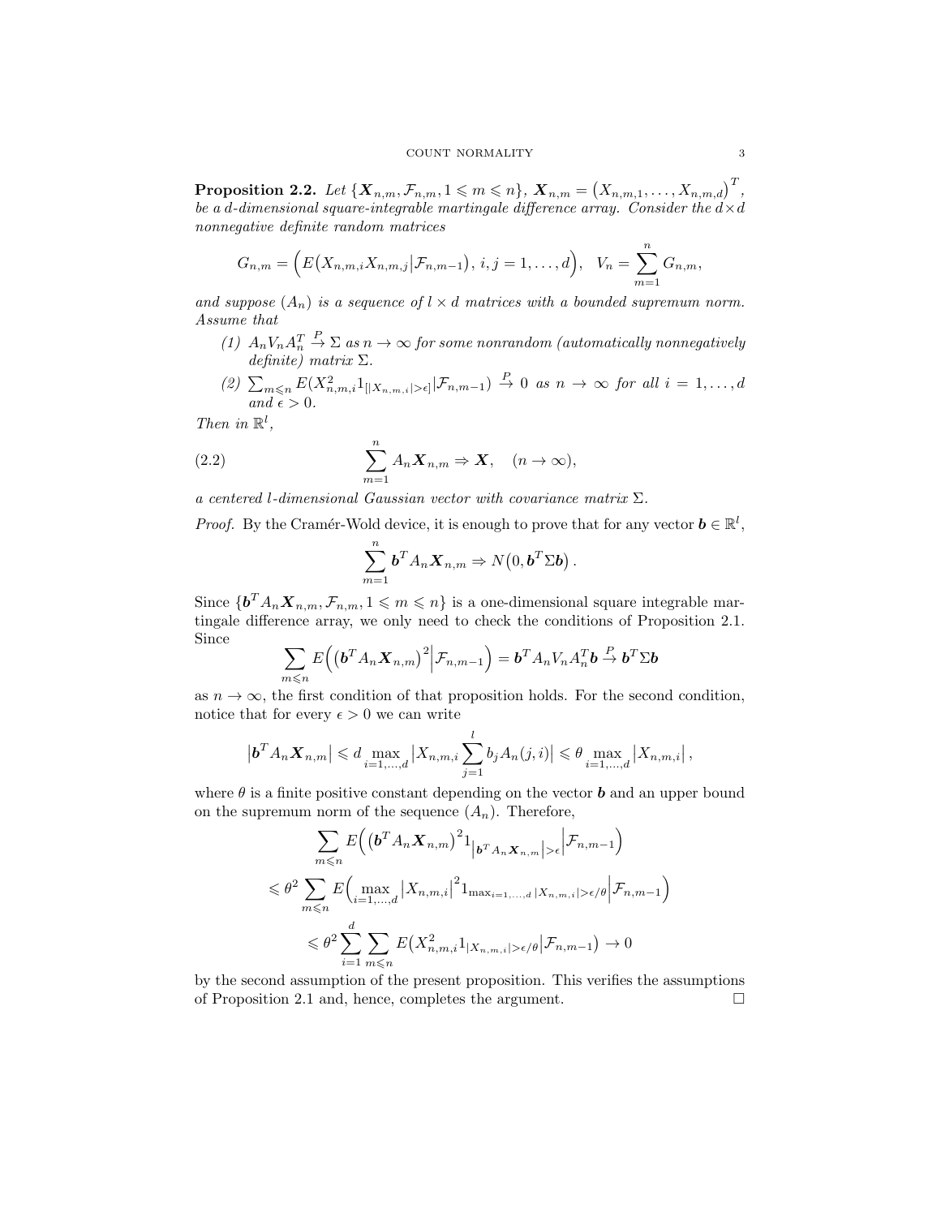**Proposition 2.2.** *Let $\{\boldsymbol{X}_{n,m}, \mathcal{F}_{n,m}, 1 \leqslant m \leqslant n\}$, $\boldsymbol{X}_{n,m} = \big(X_{n,m,1}, \dots, X_{n,m,d}\big)^T$, be a $d$-dimensional square-integrable martingale difference array. Consider the $d\times d$ nonnegative definite random matrices*

$$G_{n,m} = \Big(E\big(X_{n,m,i}X_{n,m,j}\big|\mathcal{F}_{n,m-1}\big),\, i,j=1,\dots,d\Big), \quad V_n = \sum_{m=1}^{n} G_{n,m},$$

*and suppose $(A_n)$ is a sequence of $l \times d$ matrices with a bounded supremum norm. Assume that*

1. *$A_n V_n A_n^T \xrightarrow{P} \Sigma$ as $n \to \infty$ for some nonrandom (automatically nonnegatively definite) matrix $\Sigma$.*
2. *$\sum_{m\leqslant n} E(X_{n,m,i}^2 1_{[|X_{n,m,i}|>\epsilon]}|\mathcal{F}_{n,m-1}) \xrightarrow{P} 0$ as $n \to \infty$ for all $i = 1, \dots, d$ and $\epsilon > 0$.*

*Then in $\mathbb{R}^l$,*

$$\sum_{m=1}^{n} A_n \boldsymbol{X}_{n,m} \Rightarrow \boldsymbol{X}, \quad (n \to \infty), \tag{2.2}$$

*a centered $l$-dimensional Gaussian vector with covariance matrix $\Sigma$.*

*Proof.* By the Cramér-Wold device, it is enough to prove that for any vector $\boldsymbol{b} \in \mathbb{R}^l$,

$$\sum_{m=1}^{n} \boldsymbol{b}^T A_n \boldsymbol{X}_{n,m} \Rightarrow N\big(0, \boldsymbol{b}^T \Sigma \boldsymbol{b}\big)\,.$$

Since $\{\boldsymbol{b}^T A_n \boldsymbol{X}_{n,m}, \mathcal{F}_{n,m}, 1 \leqslant m \leqslant n\}$ is a one-dimensional square integrable martingale difference array, we only need to check the conditions of Proposition 2.1. Since

$$\sum_{m\leqslant n} E\Big(\big(\boldsymbol{b}^T A_n \boldsymbol{X}_{n,m}\big)^2 \Big| \mathcal{F}_{n,m-1}\Big) = \boldsymbol{b}^T A_n V_n A_n^T \boldsymbol{b} \xrightarrow{P} \boldsymbol{b}^T \Sigma \boldsymbol{b}$$

as $n \to \infty$, the first condition of that proposition holds. For the second condition, notice that for every $\epsilon > 0$ we can write

$$\big|\boldsymbol{b}^T A_n \boldsymbol{X}_{n,m}\big| \leqslant d \max_{i=1,\dots,d} \big|X_{n,m,i} \sum_{j=1}^{l} b_j A_n(j,i)\big| \leqslant \theta \max_{i=1,\dots,d} \big|X_{n,m,i}\big|\,,$$

where $\theta$ is a finite positive constant depending on the vector $\boldsymbol{b}$ and an upper bound on the supremum norm of the sequence $(A_n)$. Therefore,

$$\begin{aligned}
&\sum_{m\leqslant n} E\Big(\big(\boldsymbol{b}^T A_n \boldsymbol{X}_{n,m}\big)^2 1_{\left|\boldsymbol{b}^T A_n \boldsymbol{X}_{n,m}\right|>\epsilon} \Big| \mathcal{F}_{n,m-1}\Big) \\
\leqslant\; &\theta^2 \sum_{m\leqslant n} E\Big(\max_{i=1,\dots,d} \big|X_{n,m,i}\big|^2 1_{\max_{i=1,\dots,d}|X_{n,m,i}|>\epsilon/\theta} \Big| \mathcal{F}_{n,m-1}\Big) \\
\leqslant\; &\theta^2 \sum_{i=1}^{d} \sum_{m\leqslant n} E\big(X_{n,m,i}^2 1_{|X_{n,m,i}|>\epsilon/\theta} \big| \mathcal{F}_{n,m-1}\big) \to 0
\end{aligned}$$

by the second assumption of the present proposition. This verifies the assumptions of Proposition 2.1 and, hence, completes the argument. $\square$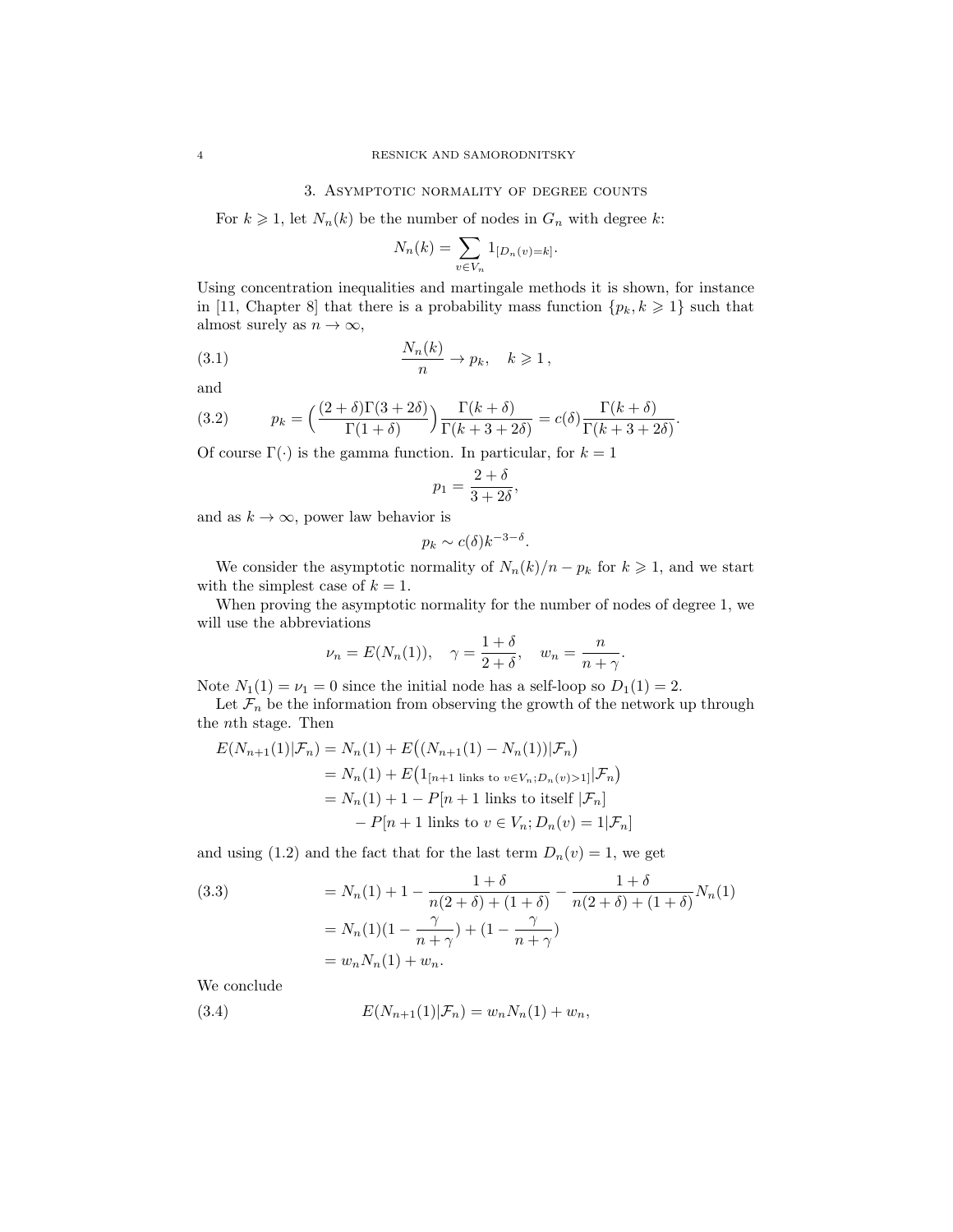## 3. Asymptotic normality of degree counts

For $k \geqslant 1$, let $N_n(k)$ be the number of nodes in $G_n$ with degree $k$:

$$N_n(k) = \sum_{v \in V_n} 1_{[D_n(v)=k]}.$$

Using concentration inequalities and martingale methods it is shown, for instance in [11, Chapter 8] that there is a probability mass function $\{p_k, k \geqslant 1\}$ such that almost surely as $n \to \infty$,

$$\frac{N_n(k)}{n} \to p_k, \quad k \geqslant 1\,, \tag{3.1}$$

and

$$p_k = \Big( \frac{(2+\delta)\Gamma(3+2\delta)}{\Gamma(1+\delta)} \Big) \frac{\Gamma(k+\delta)}{\Gamma(k+3+2\delta)} = c(\delta) \frac{\Gamma(k+\delta)}{\Gamma(k+3+2\delta)}. \tag{3.2}$$

Of course $\Gamma(\cdot)$ is the gamma function. In particular, for $k=1$

$$p_1 = \frac{2+\delta}{3+2\delta},$$

and as $k \to \infty$, power law behavior is

$$p_k \sim c(\delta) k^{-3-\delta}.$$

We consider the asymptotic normality of $N_n(k)/n - p_k$ for $k \geqslant 1$, and we start with the simplest case of $k=1$.

When proving the asymptotic normality for the number of nodes of degree 1, we will use the abbreviations

$$\nu_n = E(N_n(1)), \quad \gamma = \frac{1+\delta}{2+\delta}, \quad w_n = \frac{n}{n+\gamma}.$$

Note $N_1(1) = \nu_1 = 0$ since the initial node has a self-loop so $D_1(1) = 2$.

Let $\mathcal{F}_n$ be the information from observing the growth of the network up through the $n$th stage. Then

$$\begin{aligned}
E(N_{n+1}(1)|\mathcal{F}_n) &= N_n(1) + E\big((N_{n+1}(1) - N_n(1))|\mathcal{F}_n\big) \\
&= N_n(1) + E\big(1_{[n+1 \text{ links to } v \in V_n; D_n(v) > 1]}|\mathcal{F}_n\big) \\
&= N_n(1) + 1 - P[n+1 \text{ links to itself } |\mathcal{F}_n] \\
&\quad - P[n+1 \text{ links to } v \in V_n; D_n(v) = 1|\mathcal{F}_n]
\end{aligned}$$

and using (1.2) and the fact that for the last term $D_n(v) = 1$, we get

$$\begin{aligned}
&= N_n(1) + 1 - \frac{1+\delta}{n(2+\delta)+(1+\delta)} - \frac{1+\delta}{n(2+\delta)+(1+\delta)} N_n(1) \\
&= N_n(1)(1 - \frac{\gamma}{n+\gamma}) + (1 - \frac{\gamma}{n+\gamma}) \\
&= w_n N_n(1) + w_n.
\end{aligned} \tag{3.3}$$

We conclude

$$E(N_{n+1}(1)|\mathcal{F}_n) = w_n N_n(1) + w_n, \tag{3.4}$$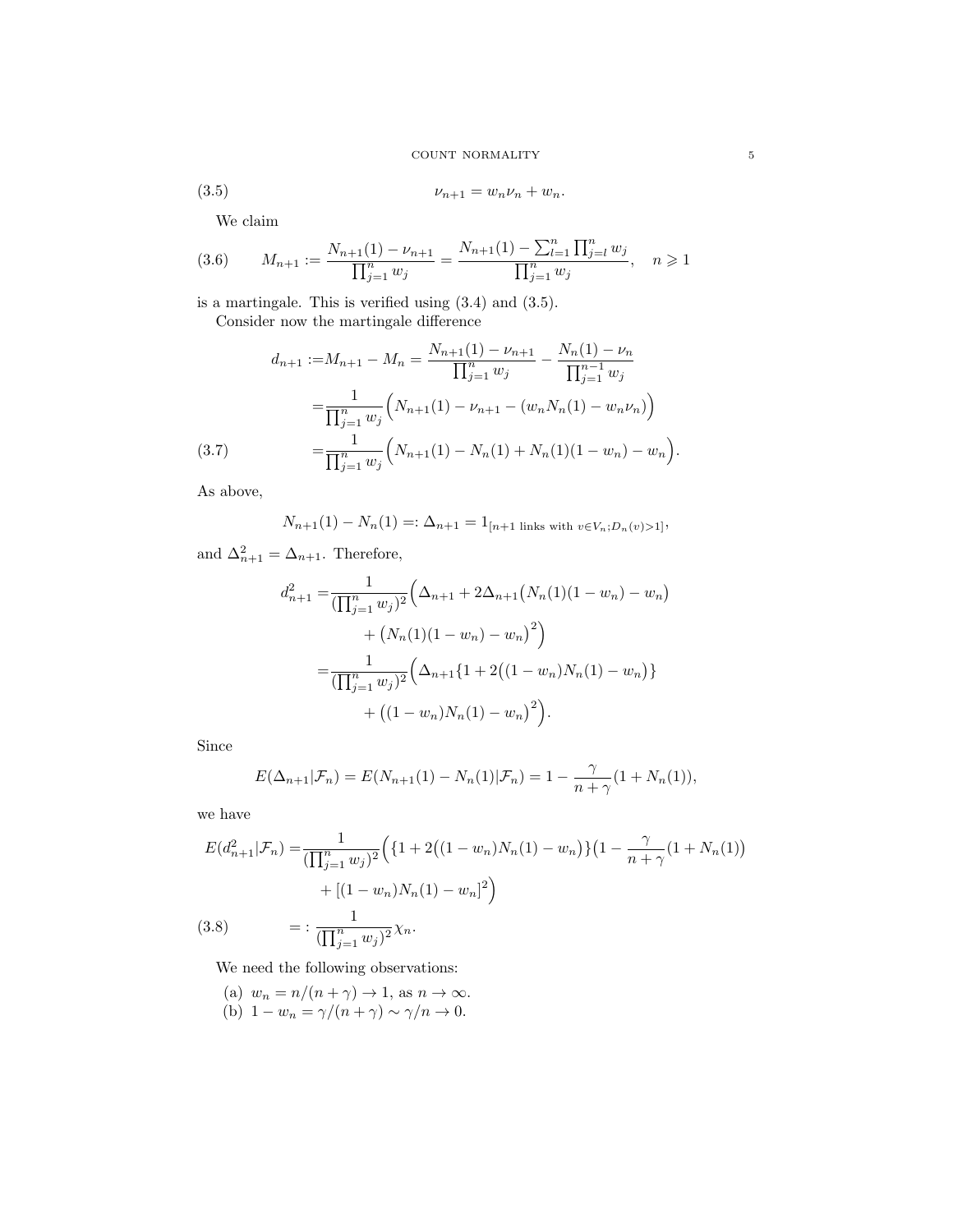$$\nu_{n+1} = w_n \nu_n + w_n. \tag{3.5}$$

We claim

$$M_{n+1} := \frac{N_{n+1}(1) - \nu_{n+1}}{\prod_{j=1}^n w_j} = \frac{N_{n+1}(1) - \sum_{l=1}^n \prod_{j=l}^n w_j}{\prod_{j=1}^n w_j}, \quad n \geqslant 1 \tag{3.6}$$

is a martingale. This is verified using (3.4) and (3.5).

Consider now the martingale difference

$$\begin{aligned}
d_{n+1} :=& M_{n+1} - M_n = \frac{N_{n+1}(1) - \nu_{n+1}}{\prod_{j=1}^n w_j} - \frac{N_n(1) - \nu_n}{\prod_{j=1}^{n-1} w_j} \\
=& \frac{1}{\prod_{j=1}^n w_j}\Big(N_{n+1}(1) - \nu_{n+1} - (w_n N_n(1) - w_n \nu_n)\Big) \\
=& \frac{1}{\prod_{j=1}^n w_j}\Big(N_{n+1}(1) - N_n(1) + N_n(1)(1-w_n) - w_n\Big).
\end{aligned} \tag{3.7}$$

As above,

$$N_{n+1}(1) - N_n(1) =: \Delta_{n+1} = 1_{[n+1 \text{ links with } v \in V_n; D_n(v) > 1]},$$

and $\Delta_{n+1}^2 = \Delta_{n+1}$. Therefore,

$$\begin{aligned}
d_{n+1}^2 =& \frac{1}{(\prod_{j=1}^n w_j)^2}\Big(\Delta_{n+1} + 2\Delta_{n+1}\big(N_n(1)(1-w_n) - w_n\big) \\
&+ \big(N_n(1)(1-w_n) - w_n\big)^2\Big) \\
=& \frac{1}{(\prod_{j=1}^n w_j)^2}\Big(\Delta_{n+1}\{1 + 2\big((1-w_n)N_n(1) - w_n\big)\} \\
&+ \big((1-w_n)N_n(1) - w_n\big)^2\Big).
\end{aligned}$$

Since

$$E(\Delta_{n+1}|\mathcal{F}_n) = E(N_{n+1}(1) - N_n(1)|\mathcal{F}_n) = 1 - \frac{\gamma}{n+\gamma}(1 + N_n(1)),$$

we have

$$\begin{aligned}
E(d_{n+1}^2|\mathcal{F}_n) =& \frac{1}{(\prod_{j=1}^n w_j)^2}\Big(\{1 + 2\big((1-w_n)N_n(1) - w_n\big)\}\big(1 - \frac{\gamma}{n+\gamma}(1 + N_n(1)\big) \\
&+ [(1-w_n)N_n(1) - w_n]^2\Big) \\
=:& \frac{1}{(\prod_{j=1}^n w_j)^2}\chi_n.
\end{aligned} \tag{3.8}$$

We need the following observations:

(a) $w_n = n/(n+\gamma) \to 1$, as $n \to \infty$.
(b) $1 - w_n = \gamma/(n+\gamma) \sim \gamma/n \to 0$.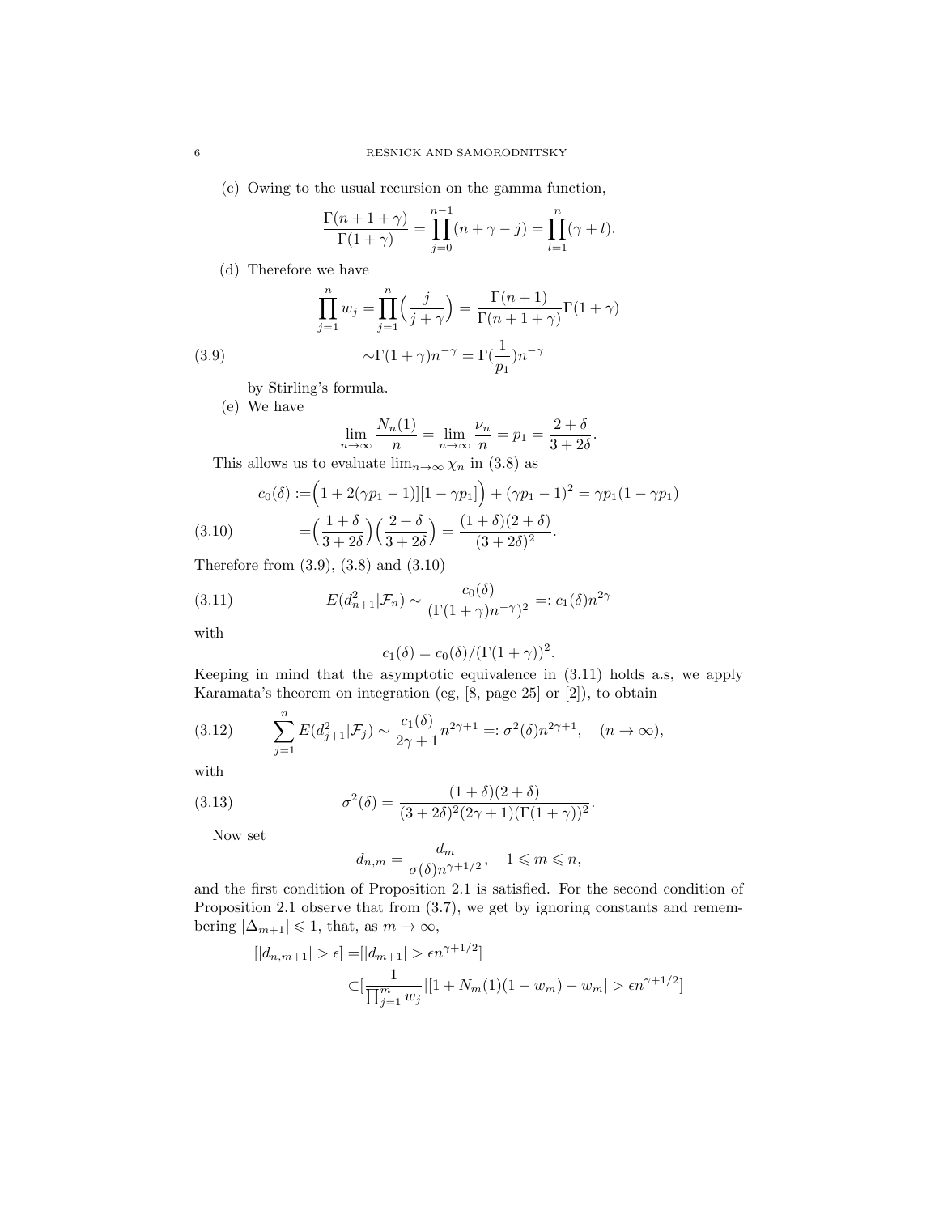(c) Owing to the usual recursion on the gamma function,

$$\frac{\Gamma(n+1+\gamma)}{\Gamma(1+\gamma)} = \prod_{j=0}^{n-1}(n+\gamma-j) = \prod_{l=1}^{n}(\gamma+l).$$

(d) Therefore we have

$$\prod_{j=1}^{n} w_j = \prod_{j=1}^{n}\Big(\frac{j}{j+\gamma}\Big) = \frac{\Gamma(n+1)}{\Gamma(n+1+\gamma)}\Gamma(1+\gamma)$$

$$\sim \Gamma(1+\gamma)n^{-\gamma} = \Gamma(\frac{1}{p_1})n^{-\gamma} \tag{3.9}$$

by Stirling's formula.

(e) We have

$$\lim_{n\to\infty}\frac{N_n(1)}{n} = \lim_{n\to\infty}\frac{\nu_n}{n} = p_1 = \frac{2+\delta}{3+2\delta}.$$

This allows us to evaluate $\lim_{n\to\infty}\chi_n$ in (3.8) as

$$c_0(\delta) := \Big(1+2(\gamma p_1 - 1)][1-\gamma p_1]\Big) + (\gamma p_1 - 1)^2 = \gamma p_1(1-\gamma p_1)$$

$$= \Big(\frac{1+\delta}{3+2\delta}\Big)\Big(\frac{2+\delta}{3+2\delta}\Big) = \frac{(1+\delta)(2+\delta)}{(3+2\delta)^2}. \tag{3.10}$$

Therefore from (3.9), (3.8) and (3.10)

$$E(d_{n+1}^2|\mathcal{F}_n) \sim \frac{c_0(\delta)}{(\Gamma(1+\gamma)n^{-\gamma})^2} =: c_1(\delta)n^{2\gamma} \tag{3.11}$$

with

$$c_1(\delta) = c_0(\delta)/(\Gamma(1+\gamma))^2.$$

Keeping in mind that the asymptotic equivalence in (3.11) holds a.s, we apply Karamata's theorem on integration (eg, [8, page 25] or [2]), to obtain

$$\sum_{j=1}^{n} E(d_{j+1}^2|\mathcal{F}_j) \sim \frac{c_1(\delta)}{2\gamma+1}n^{2\gamma+1} =: \sigma^2(\delta)n^{2\gamma+1}, \quad (n\to\infty), \tag{3.12}$$

with

$$\sigma^2(\delta) = \frac{(1+\delta)(2+\delta)}{(3+2\delta)^2(2\gamma+1)(\Gamma(1+\gamma))^2}. \tag{3.13}$$

Now set

$$d_{n,m} = \frac{d_m}{\sigma(\delta)n^{\gamma+1/2}}, \quad 1 \leqslant m \leqslant n,$$

and the first condition of Proposition 2.1 is satisfied. For the second condition of Proposition 2.1 observe that from (3.7), we get by ignoring constants and remembering $|\Delta_{m+1}| \leqslant 1$, that, as $m\to\infty$,

$$[|d_{n,m+1}| > \epsilon] = [|d_{m+1}| > \epsilon n^{\gamma+1/2}]$$

$$\subset [\frac{1}{\prod_{j=1}^{m} w_j}|[1+N_m(1)(1-w_m) - w_m| > \epsilon n^{\gamma+1/2}]$$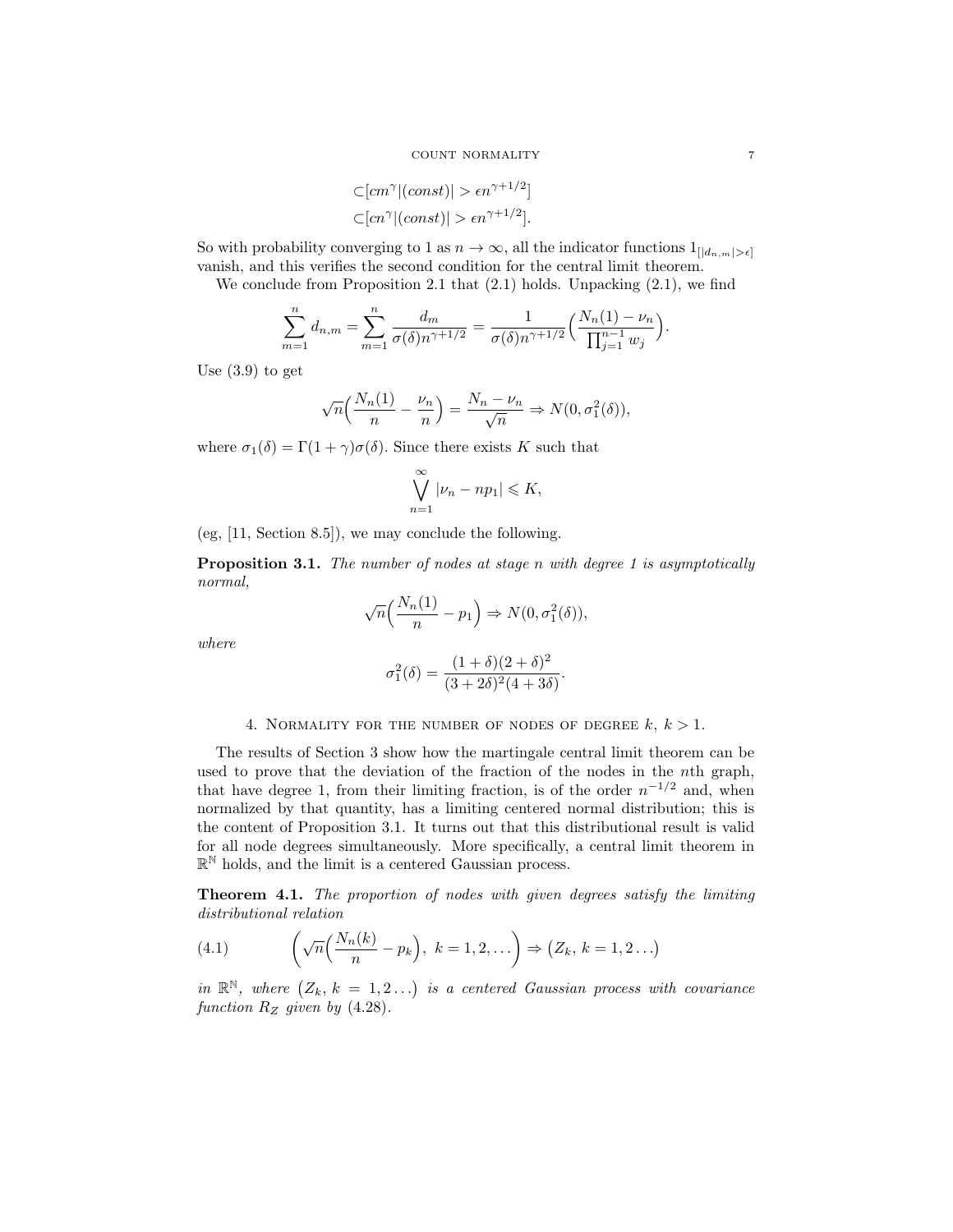$$
\begin{aligned}
&\subset [cm^\gamma |(const)| > \epsilon n^{\gamma+1/2}] \\
&\subset [cn^\gamma |(const)| > \epsilon n^{\gamma+1/2}].
\end{aligned}
$$

So with probability converging to 1 as $n \to \infty$, all the indicator functions $1_{[|d_{n,m}|>\epsilon]}$ vanish, and this verifies the second condition for the central limit theorem.

We conclude from Proposition 2.1 that (2.1) holds. Unpacking (2.1), we find

$$
\sum_{m=1}^{n} d_{n,m} = \sum_{m=1}^{n} \frac{d_m}{\sigma(\delta) n^{\gamma+1/2}} = \frac{1}{\sigma(\delta) n^{\gamma+1/2}} \Big( \frac{N_n(1) - \nu_n}{\prod_{j=1}^{n-1} w_j} \Big).
$$

Use (3.9) to get

$$
\sqrt{n} \Big( \frac{N_n(1)}{n} - \frac{\nu_n}{n} \Big) = \frac{N_n - \nu_n}{\sqrt{n}} \Rightarrow N(0, \sigma_1^2(\delta)),
$$

where $\sigma_1(\delta) = \Gamma(1+\gamma)\sigma(\delta)$. Since there exists $K$ such that

$$
\bigvee_{n=1}^{\infty} |\nu_n - np_1| \leqslant K,
$$

(eg, [11, Section 8.5]), we may conclude the following.

**Proposition 3.1.** *The number of nodes at stage $n$ with degree 1 is asymptotically normal,*

$$
\sqrt{n} \Big( \frac{N_n(1)}{n} - p_1 \Big) \Rightarrow N(0, \sigma_1^2(\delta)),
$$

*where*

$$
\sigma_1^2(\delta) = \frac{(1+\delta)(2+\delta)^2}{(3+2\delta)^2(4+3\delta)}.
$$

## 4. Normality for the number of nodes of degree $k$, $k > 1$.

The results of Section 3 show how the martingale central limit theorem can be used to prove that the deviation of the fraction of the nodes in the $n$th graph, that have degree 1, from their limiting fraction, is of the order $n^{-1/2}$ and, when normalized by that quantity, has a limiting centered normal distribution; this is the content of Proposition 3.1. It turns out that this distributional result is valid for all node degrees simultaneously. More specifically, a central limit theorem in $\mathbb{R}^{\mathbb{N}}$ holds, and the limit is a centered Gaussian process.

**Theorem 4.1.** *The proportion of nodes with given degrees satisfy the limiting distributional relation*

$$
\Big( \sqrt{n} \Big( \frac{N_n(k)}{n} - p_k \Big),\ k = 1, 2, \dots \Big) \Rightarrow \big( Z_k,\ k = 1, 2 \dots \big) \tag{4.1}
$$

*in $\mathbb{R}^{\mathbb{N}}$, where $\big(Z_k,\ k = 1, 2 \dots\big)$ is a centered Gaussian process with covariance function $R_Z$ given by (4.28).*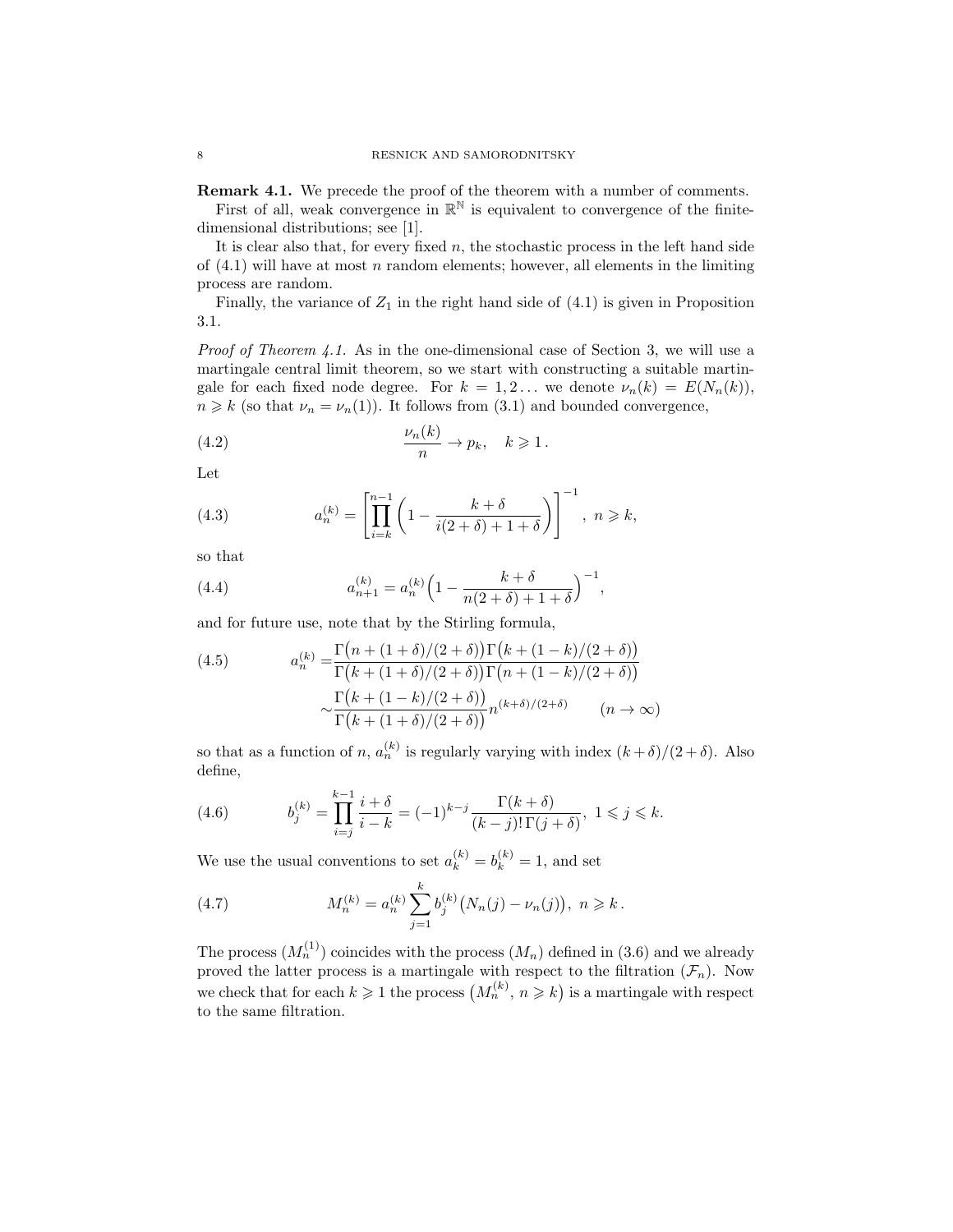**Remark 4.1.** We precede the proof of the theorem with a number of comments.

First of all, weak convergence in $\mathbb{R}^{\mathbb{N}}$ is equivalent to convergence of the finite-dimensional distributions; see [1].

It is clear also that, for every fixed $n$, the stochastic process in the left hand side of (4.1) will have at most $n$ random elements; however, all elements in the limiting process are random.

Finally, the variance of $Z_1$ in the right hand side of (4.1) is given in Proposition 3.1.

*Proof of Theorem 4.1.* As in the one-dimensional case of Section 3, we will use a martingale central limit theorem, so we start with constructing a suitable martingale for each fixed node degree. For $k = 1, 2\ldots$ we denote $\nu_n(k) = E(N_n(k))$, $n \geqslant k$ (so that $\nu_n = \nu_n(1)$). It follows from (3.1) and bounded convergence,

$$\frac{\nu_n(k)}{n} \to p_k, \quad k \geqslant 1\,. \tag{4.2}$$

Let

$$a_n^{(k)} = \left[\prod_{i=k}^{n-1}\left(1 - \frac{k+\delta}{i(2+\delta)+1+\delta}\right)\right]^{-1}, \; n \geqslant k, \tag{4.3}$$

so that

$$a_{n+1}^{(k)} = a_n^{(k)}\Big(1 - \frac{k+\delta}{n(2+\delta)+1+\delta}\Big)^{-1}, \tag{4.4}$$

and for future use, note that by the Stirling formula,

$$\begin{aligned} a_n^{(k)} =& \frac{\Gamma\big(n + (1+\delta)/(2+\delta)\big)\Gamma\big(k + (1-k)/(2+\delta)\big)}{\Gamma\big(k + (1+\delta)/(2+\delta)\big)\Gamma\big(n + (1-k)/(2+\delta)\big)} \\ \sim& \frac{\Gamma\big(k + (1-k)/(2+\delta)\big)}{\Gamma\big(k + (1+\delta)/(2+\delta)\big)} n^{(k+\delta)/(2+\delta)} \qquad (n \to \infty) \end{aligned} \tag{4.5}$$

so that as a function of $n$, $a_n^{(k)}$ is regularly varying with index $(k+\delta)/(2+\delta)$. Also define,

$$b_j^{(k)} = \prod_{i=j}^{k-1} \frac{i+\delta}{i-k} = (-1)^{k-j}\frac{\Gamma(k+\delta)}{(k-j)!\,\Gamma(j+\delta)}, \; 1 \leqslant j \leqslant k. \tag{4.6}$$

We use the usual conventions to set $a_k^{(k)} = b_k^{(k)} = 1$, and set

$$M_n^{(k)} = a_n^{(k)} \sum_{j=1}^{k} b_j^{(k)}\big(N_n(j) - \nu_n(j)\big), \; n \geqslant k\,. \tag{4.7}$$

The process $(M_n^{(1)})$ coincides with the process $(M_n)$ defined in (3.6) and we already proved the latter process is a martingale with respect to the filtration $(\mathcal{F}_n)$. Now we check that for each $k \geqslant 1$ the process $\big(M_n^{(k)},\, n \geqslant k\big)$ is a martingale with respect to the same filtration.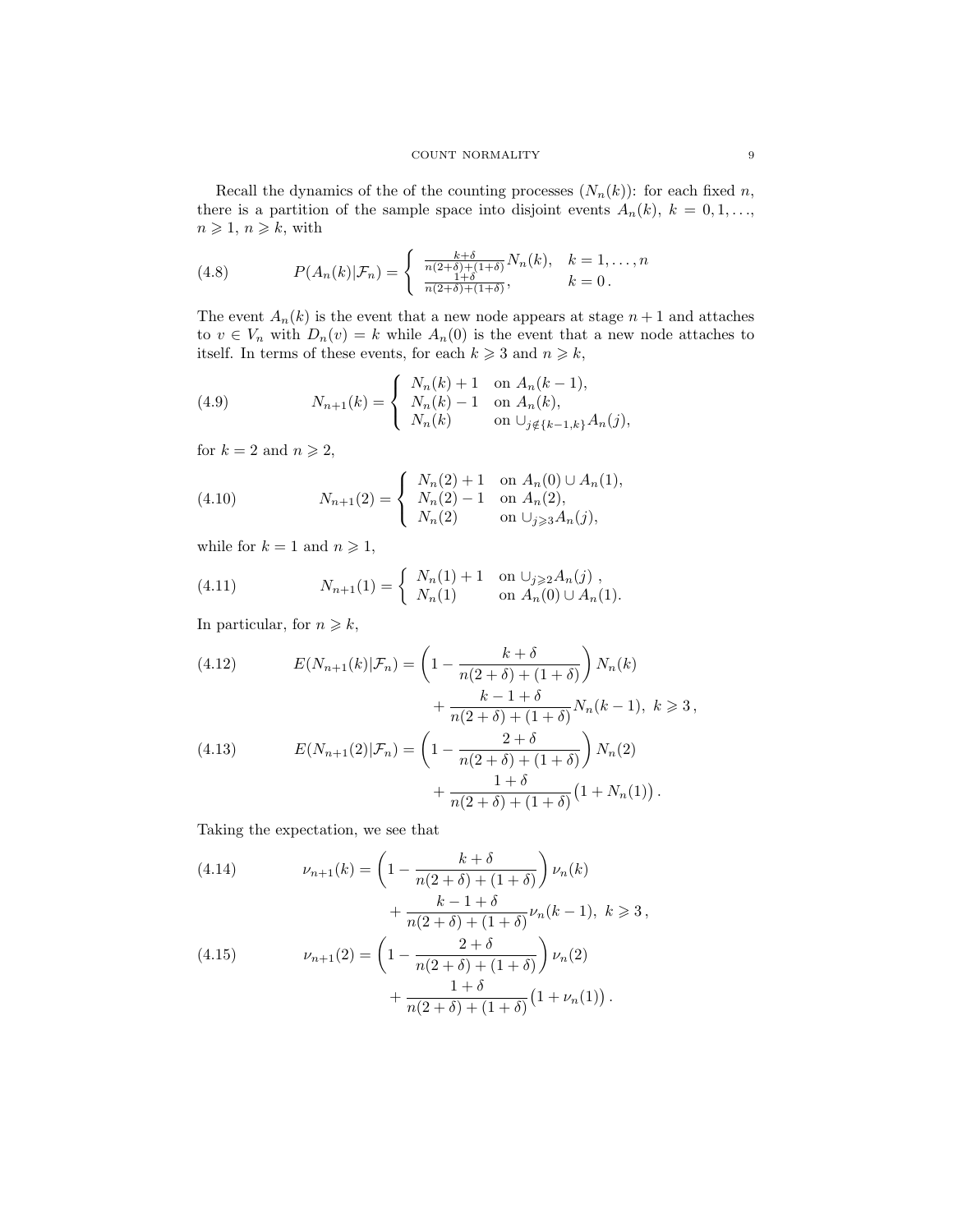Recall the dynamics of the of the counting processes $(N_n(k))$: for each fixed $n$, there is a partition of the sample space into disjoint events $A_n(k)$, $k = 0, 1, \ldots$, $n \geqslant 1$, $n \geqslant k$, with

$$
P(A_n(k)|\mathcal{F}_n) = \begin{cases} \frac{k+\delta}{n(2+\delta)+(1+\delta)} N_n(k), & k = 1, \ldots, n \\ \frac{1+\delta}{n(2+\delta)+(1+\delta)}, & k = 0\,. \end{cases} \tag{4.8}
$$

The event $A_n(k)$ is the event that a new node appears at stage $n+1$ and attaches to $v \in V_n$ with $D_n(v) = k$ while $A_n(0)$ is the event that a new node attaches to itself. In terms of these events, for each $k \geqslant 3$ and $n \geqslant k$,

$$
N_{n+1}(k) = \begin{cases} N_n(k) + 1 & \text{on } A_n(k-1), \\ N_n(k) - 1 & \text{on } A_n(k), \\ N_n(k) & \text{on } \cup_{j \notin \{k-1,k\}} A_n(j), \end{cases} \tag{4.9}
$$

for $k = 2$ and $n \geqslant 2$,

$$
N_{n+1}(2) = \begin{cases} N_n(2) + 1 & \text{on } A_n(0) \cup A_n(1), \\ N_n(2) - 1 & \text{on } A_n(2), \\ N_n(2) & \text{on } \cup_{j \geqslant 3} A_n(j), \end{cases} \tag{4.10}
$$

while for $k = 1$ and $n \geqslant 1$,

$$
N_{n+1}(1) = \begin{cases} N_n(1) + 1 & \text{on } \cup_{j \geqslant 2} A_n(j)\ , \\ N_n(1) & \text{on } A_n(0) \cup A_n(1). \end{cases} \tag{4.11}
$$

In particular, for $n \geqslant k$,

$$
E(N_{n+1}(k)|\mathcal{F}_n) = \left(1 - \frac{k+\delta}{n(2+\delta)+(1+\delta)}\right) N_n(k) + \frac{k-1+\delta}{n(2+\delta)+(1+\delta)} N_n(k-1),\ k \geqslant 3\,, \tag{4.12}
$$

$$
E(N_{n+1}(2)|\mathcal{F}_n) = \left(1 - \frac{2+\delta}{n(2+\delta)+(1+\delta)}\right) N_n(2) + \frac{1+\delta}{n(2+\delta)+(1+\delta)} \big(1 + N_n(1)\big)\,. \tag{4.13}
$$

Taking the expectation, we see that

$$
\nu_{n+1}(k) = \left(1 - \frac{k+\delta}{n(2+\delta)+(1+\delta)}\right) \nu_n(k) + \frac{k-1+\delta}{n(2+\delta)+(1+\delta)} \nu_n(k-1),\ k \geqslant 3\,, \tag{4.14}
$$

$$
\nu_{n+1}(2) = \left(1 - \frac{2+\delta}{n(2+\delta)+(1+\delta)}\right) \nu_n(2) + \frac{1+\delta}{n(2+\delta)+(1+\delta)} \big(1 + \nu_n(1)\big)\,. \tag{4.15}
$$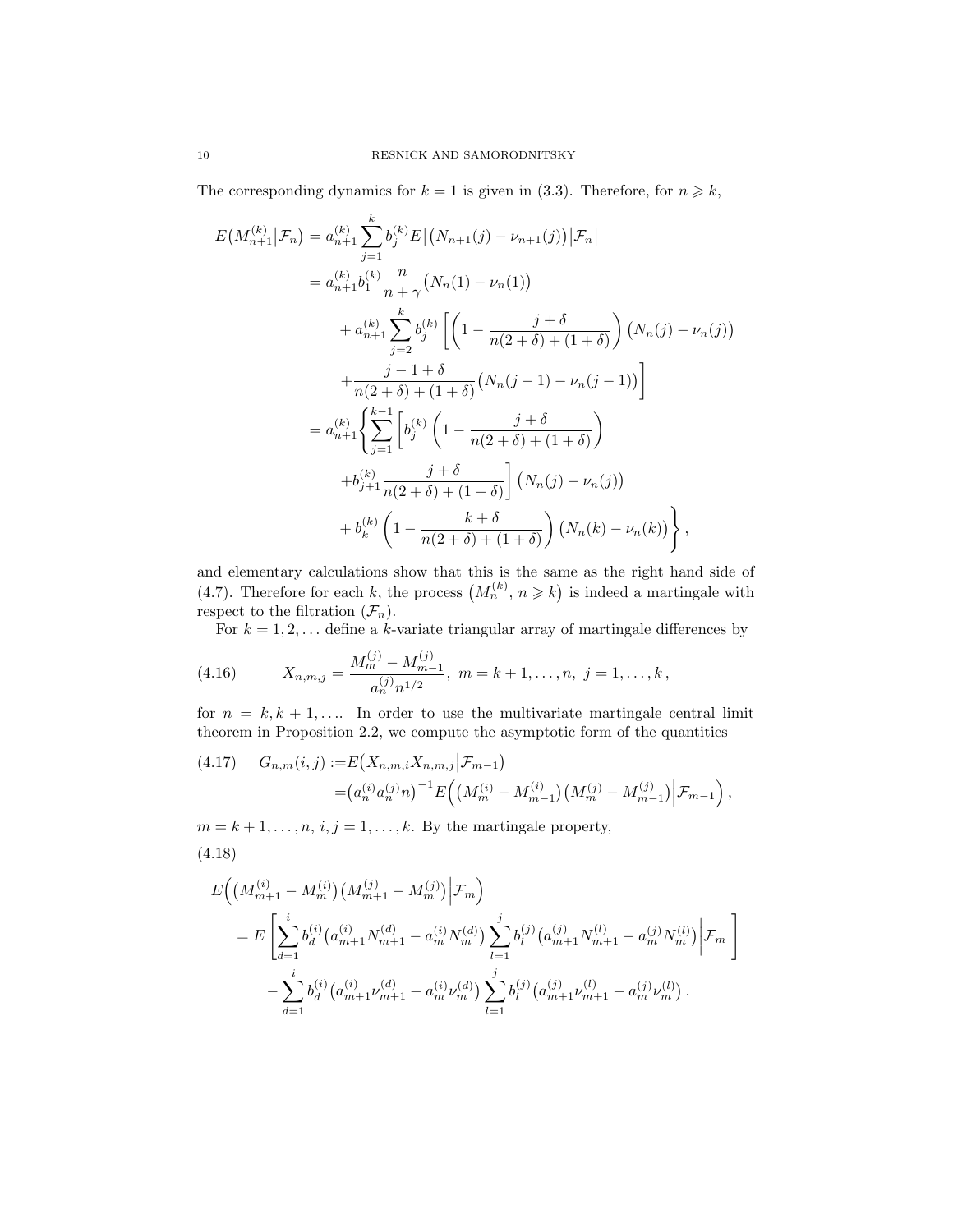The corresponding dynamics for $k=1$ is given in (3.3). Therefore, for $n \geqslant k$,

$$
\begin{aligned}
E\big(M_{n+1}^{(k)} \big| \mathcal{F}_n\big) &= a_{n+1}^{(k)} \sum_{j=1}^{k} b_j^{(k)} E\big[\big(N_{n+1}(j) - \nu_{n+1}(j)\big)\big|\mathcal{F}_n\big] \\
&= a_{n+1}^{(k)} b_1^{(k)} \frac{n}{n+\gamma} \big(N_n(1) - \nu_n(1)\big) \\
&\quad + a_{n+1}^{(k)} \sum_{j=2}^{k} b_j^{(k)} \left[ \left(1 - \frac{j+\delta}{n(2+\delta)+(1+\delta)}\right) \big(N_n(j) - \nu_n(j)\big) \right. \\
&\quad \left. + \frac{j-1+\delta}{n(2+\delta)+(1+\delta)} \big(N_n(j-1) - \nu_n(j-1)\big) \right] \\
&= a_{n+1}^{(k)} \left\{ \sum_{j=1}^{k-1} \left[ b_j^{(k)} \left(1 - \frac{j+\delta}{n(2+\delta)+(1+\delta)}\right) \right. \right. \\
&\quad \left. + b_{j+1}^{(k)} \frac{j+\delta}{n(2+\delta)+(1+\delta)} \right] \big(N_n(j) - \nu_n(j)\big) \\
&\quad \left. + b_k^{(k)} \left(1 - \frac{k+\delta}{n(2+\delta)+(1+\delta)}\right) \big(N_n(k) - \nu_n(k)\big) \right\},
\end{aligned}
$$

and elementary calculations show that this is the same as the right hand side of (4.7). Therefore for each $k$, the process $\big(M_n^{(k)},\, n \geqslant k\big)$ is indeed a martingale with respect to the filtration $(\mathcal{F}_n)$.

For $k = 1, 2, \ldots$ define a $k$-variate triangular array of martingale differences by

$$
X_{n,m,j} = \frac{M_m^{(j)} - M_{m-1}^{(j)}}{a_n^{(j)} n^{1/2}}, \; m = k+1, \ldots, n, \; j = 1, \ldots, k, \tag{4.16}
$$

for $n = k, k+1, \ldots$. In order to use the multivariate martingale central limit theorem in Proposition 2.2, we compute the asymptotic form of the quantities

$$
\begin{aligned}
G_{n,m}(i,j) :=& E\big(X_{n,m,i} X_{n,m,j} \big| \mathcal{F}_{m-1}\big) \\
=& \big(a_n^{(i)} a_n^{(j)} n\big)^{-1} E\Big(\big(M_m^{(i)} - M_{m-1}^{(i)}\big)\big(M_m^{(j)} - M_{m-1}^{(j)}\big)\Big| \mathcal{F}_{m-1}\Big),
\end{aligned} \tag{4.17}
$$

$m = k+1, \ldots, n$, $i, j = 1, \ldots, k$. By the martingale property,

$$
\begin{aligned}
&E\Big(\big(M_{m+1}^{(i)} - M_m^{(i)}\big)\big(M_{m+1}^{(j)} - M_m^{(j)}\big)\Big|\mathcal{F}_m\Big) \\
&\quad = E\left[ \sum_{d=1}^{i} b_d^{(i)} \big(a_{m+1}^{(i)} N_{m+1}^{(d)} - a_m^{(i)} N_m^{(d)}\big) \sum_{l=1}^{j} b_l^{(j)} \big(a_{m+1}^{(j)} N_{m+1}^{(l)} - a_m^{(j)} N_m^{(l)}\big) \Big| \mathcal{F}_m \right] \\
&\quad\quad - \sum_{d=1}^{i} b_d^{(i)} \big(a_{m+1}^{(i)} \nu_{m+1}^{(d)} - a_m^{(i)} \nu_m^{(d)}\big) \sum_{l=1}^{j} b_l^{(j)} \big(a_{m+1}^{(j)} \nu_{m+1}^{(l)} - a_m^{(j)} \nu_m^{(l)}\big).
\end{aligned} \tag{4.18}
$$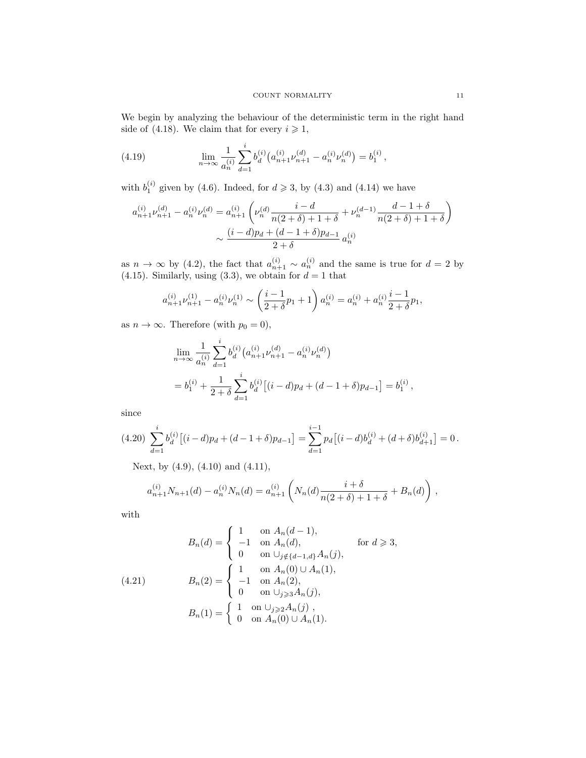We begin by analyzing the behaviour of the deterministic term in the right hand side of (4.18). We claim that for every $i \geqslant 1$,

$$\lim_{n\to\infty} \frac{1}{a_n^{(i)}} \sum_{d=1}^{i} b_d^{(i)} \big(a_{n+1}^{(i)} \nu_{n+1}^{(d)} - a_n^{(i)} \nu_n^{(d)}\big) = b_1^{(i)}\,, \tag{4.19}$$

with $b_1^{(i)}$ given by (4.6). Indeed, for $d \geqslant 3$, by (4.3) and (4.14) we have

$$\begin{aligned} a_{n+1}^{(i)} \nu_{n+1}^{(d)} - a_n^{(i)} \nu_n^{(d)} &= a_{n+1}^{(i)} \left( \nu_n^{(d)} \frac{i-d}{n(2+\delta)+1+\delta} + \nu_n^{(d-1)} \frac{d-1+\delta}{n(2+\delta)+1+\delta} \right) \\ &\sim \frac{(i-d)p_d + (d-1+\delta)p_{d-1}}{2+\delta}\, a_n^{(i)} \end{aligned}$$

as $n \to \infty$ by (4.2), the fact that $a_{n+1}^{(i)} \sim a_n^{(i)}$ and the same is true for $d = 2$ by (4.15). Similarly, using (3.3), we obtain for $d = 1$ that

$$a_{n+1}^{(i)} \nu_{n+1}^{(1)} - a_n^{(i)} \nu_n^{(1)} \sim \left( \frac{i-1}{2+\delta} p_1 + 1 \right) a_n^{(i)} = a_n^{(i)} + a_n^{(i)} \frac{i-1}{2+\delta} p_1,$$

as $n \to \infty$. Therefore (with $p_0 = 0$),

$$\begin{aligned} &\lim_{n\to\infty} \frac{1}{a_n^{(i)}} \sum_{d=1}^{i} b_d^{(i)} \big(a_{n+1}^{(i)} \nu_{n+1}^{(d)} - a_n^{(i)} \nu_n^{(d)}\big) \\ &= b_1^{(i)} + \frac{1}{2+\delta} \sum_{d=1}^{i} b_d^{(i)} \big[(i-d)p_d + (d-1+\delta)p_{d-1}\big] = b_1^{(i)}\,, \end{aligned}$$

since

$$\sum_{d=1}^{i} b_d^{(i)} \big[(i-d)p_d + (d-1+\delta)p_{d-1}\big] = \sum_{d=1}^{i-1} p_d \big[(i-d)b_d^{(i)} + (d+\delta)b_{d+1}^{(i)}\big] = 0\,. \tag{4.20}$$

Next, by (4.9), (4.10) and (4.11),

$$a_{n+1}^{(i)} N_{n+1}(d) - a_n^{(i)} N_n(d) = a_{n+1}^{(i)} \left( N_n(d) \frac{i+\delta}{n(2+\delta)+1+\delta} + B_n(d) \right),$$

with

$$\begin{aligned} B_n(d) &= \begin{cases} 1 & \text{on } A_n(d-1), \\ -1 & \text{on } A_n(d), \\ 0 & \text{on } \cup_{j \notin \{d-1,d\}} A_n(j), \end{cases} \qquad \text{for } d \geqslant 3, \\ B_n(2) &= \begin{cases} 1 & \text{on } A_n(0) \cup A_n(1), \\ -1 & \text{on } A_n(2), \\ 0 & \text{on } \cup_{j\geqslant 3} A_n(j), \end{cases} \\ B_n(1) &= \begin{cases} 1 & \text{on } \cup_{j\geqslant 2} A_n(j)\,, \\ 0 & \text{on } A_n(0) \cup A_n(1). \end{cases} \end{aligned} \tag{4.21}$$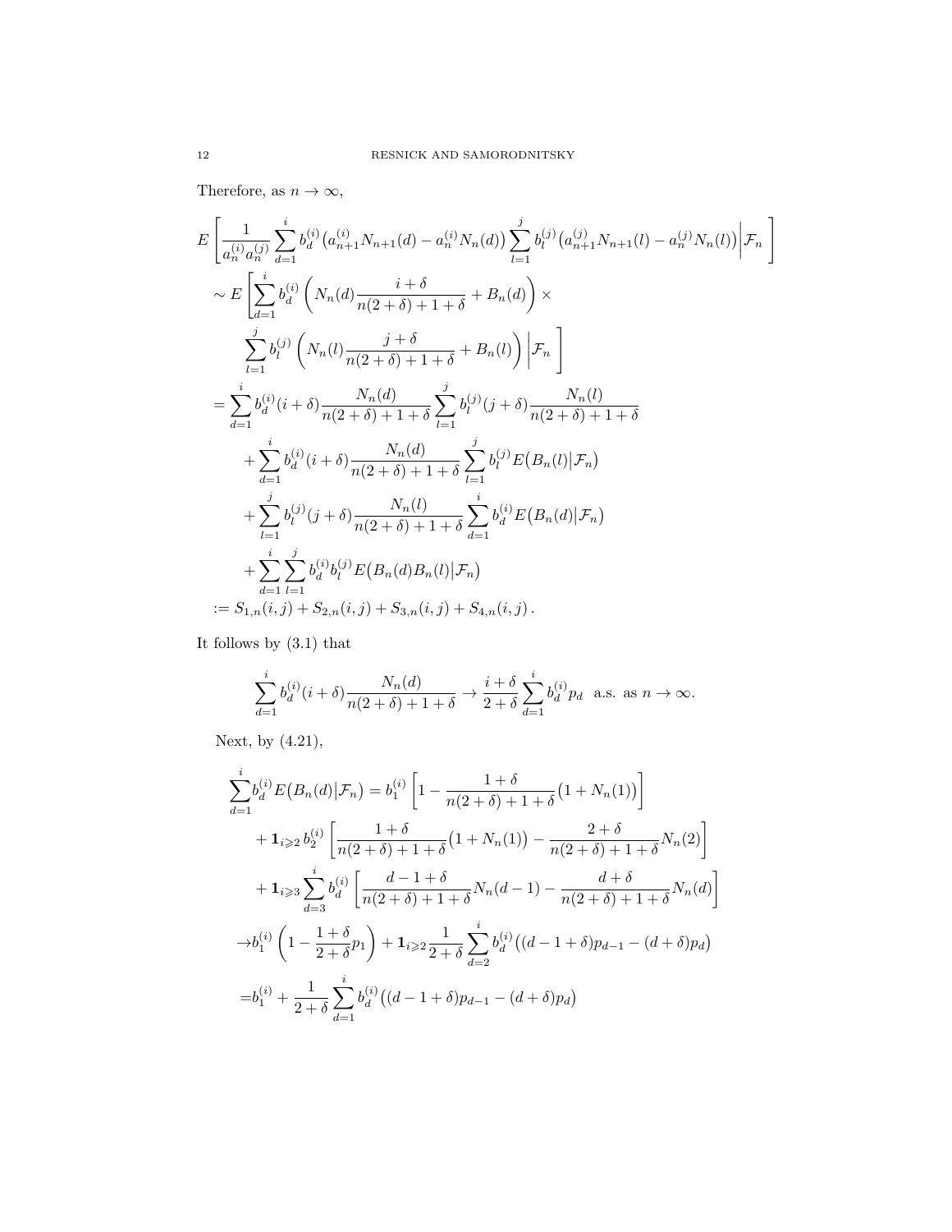Therefore, as $n \to \infty$,

$$
\begin{aligned}
&E\left[\frac{1}{a_n^{(i)} a_n^{(j)}} \sum_{d=1}^{i} b_d^{(i)} \big(a_{n+1}^{(i)} N_{n+1}(d) - a_n^{(i)} N_n(d)\big) \sum_{l=1}^{j} b_l^{(j)} \big(a_{n+1}^{(j)} N_{n+1}(l) - a_n^{(j)} N_n(l)\big) \bigg| \mathcal{F}_n \right] \\
&\sim E\Bigg[\sum_{d=1}^{i} b_d^{(i)} \left( N_n(d) \frac{i+\delta}{n(2+\delta)+1+\delta} + B_n(d)\right) \times \\
&\qquad \sum_{l=1}^{j} b_l^{(j)} \left( N_n(l) \frac{j+\delta}{n(2+\delta)+1+\delta} + B_n(l)\right) \bigg| \mathcal{F}_n \Bigg] \\
&= \sum_{d=1}^{i} b_d^{(i)} (i+\delta) \frac{N_n(d)}{n(2+\delta)+1+\delta} \sum_{l=1}^{j} b_l^{(j)} (j+\delta) \frac{N_n(l)}{n(2+\delta)+1+\delta} \\
&\quad + \sum_{d=1}^{i} b_d^{(i)} (i+\delta) \frac{N_n(d)}{n(2+\delta)+1+\delta} \sum_{l=1}^{j} b_l^{(j)} E\big(B_n(l) \big| \mathcal{F}_n\big) \\
&\quad + \sum_{l=1}^{j} b_l^{(j)} (j+\delta) \frac{N_n(l)}{n(2+\delta)+1+\delta} \sum_{d=1}^{i} b_d^{(i)} E\big(B_n(d) \big| \mathcal{F}_n\big) \\
&\quad + \sum_{d=1}^{i} \sum_{l=1}^{j} b_d^{(i)} b_l^{(j)} E\big(B_n(d) B_n(l) \big| \mathcal{F}_n\big) \\
&:= S_{1,n}(i,j) + S_{2,n}(i,j) + S_{3,n}(i,j) + S_{4,n}(i,j)\,.
\end{aligned}
$$

It follows by (3.1) that

$$
\sum_{d=1}^{i} b_d^{(i)} (i+\delta) \frac{N_n(d)}{n(2+\delta)+1+\delta} \to \frac{i+\delta}{2+\delta} \sum_{d=1}^{i} b_d^{(i)} p_d \quad \text{a.s. as } n \to \infty.
$$

Next, by (4.21),

$$
\begin{aligned}
\sum_{d=1}^{i} & b_d^{(i)} E\big(B_n(d) \big| \mathcal{F}_n\big) = b_1^{(i)} \left[ 1 - \frac{1+\delta}{n(2+\delta)+1+\delta} \big(1 + N_n(1)\big) \right] \\
&+ \mathbf{1}_{i \geqslant 2}\, b_2^{(i)} \left[ \frac{1+\delta}{n(2+\delta)+1+\delta} \big(1 + N_n(1)\big) - \frac{2+\delta}{n(2+\delta)+1+\delta} N_n(2) \right] \\
&+ \mathbf{1}_{i \geqslant 3} \sum_{d=3}^{i} b_d^{(i)} \left[ \frac{d-1+\delta}{n(2+\delta)+1+\delta} N_n(d-1) - \frac{d+\delta}{n(2+\delta)+1+\delta} N_n(d) \right] \\
\to & b_1^{(i)} \left( 1 - \frac{1+\delta}{2+\delta} p_1 \right) + \mathbf{1}_{i \geqslant 2} \frac{1}{2+\delta} \sum_{d=2}^{i} b_d^{(i)} \big( (d-1+\delta) p_{d-1} - (d+\delta) p_d \big) \\
= & b_1^{(i)} + \frac{1}{2+\delta} \sum_{d=1}^{i} b_d^{(i)} \big( (d-1+\delta) p_{d-1} - (d+\delta) p_d \big)
\end{aligned}
$$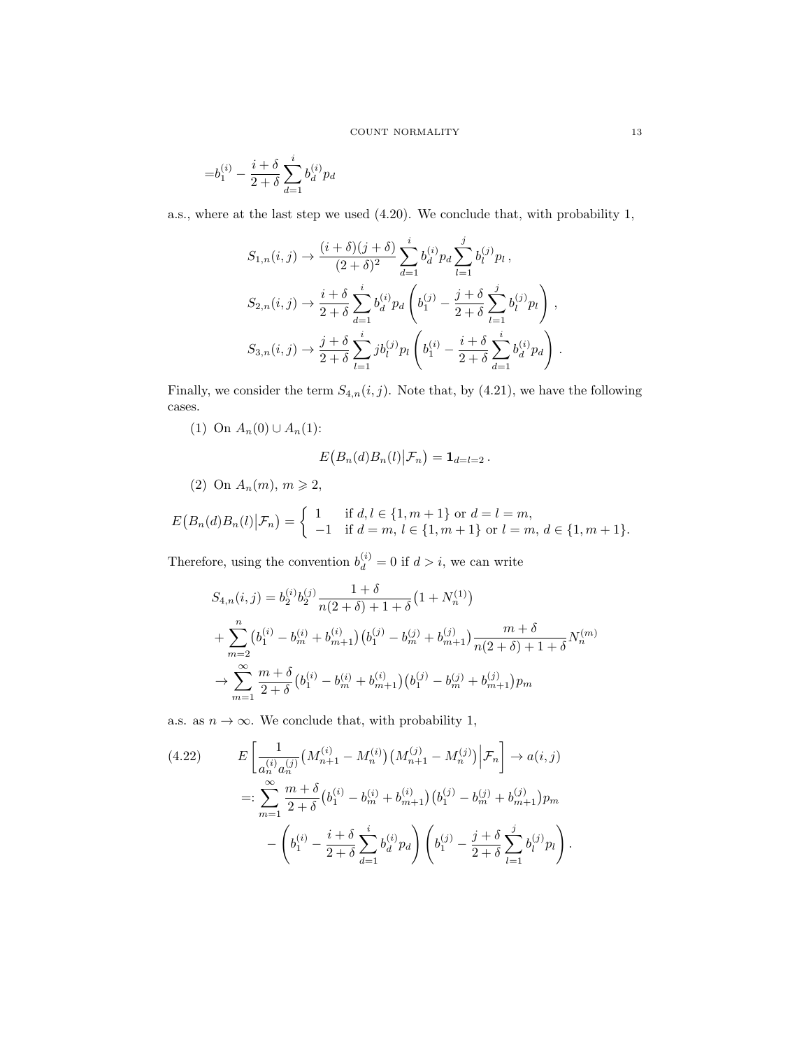$$
= b_1^{(i)} - \frac{i+\delta}{2+\delta} \sum_{d=1}^{i} b_d^{(i)} p_d
$$

a.s., where at the last step we used (4.20). We conclude that, with probability 1,

$$
\begin{aligned}
S_{1,n}(i,j) &\to \frac{(i+\delta)(j+\delta)}{(2+\delta)^2} \sum_{d=1}^{i} b_d^{(i)} p_d \sum_{l=1}^{j} b_l^{(j)} p_l \,, \\
S_{2,n}(i,j) &\to \frac{i+\delta}{2+\delta} \sum_{d=1}^{i} b_d^{(i)} p_d \left( b_1^{(j)} - \frac{j+\delta}{2+\delta} \sum_{l=1}^{j} b_l^{(j)} p_l \right) , \\
S_{3,n}(i,j) &\to \frac{j+\delta}{2+\delta} \sum_{l=1}^{i} j b_l^{(j)} p_l \left( b_1^{(i)} - \frac{i+\delta}{2+\delta} \sum_{d=1}^{i} b_d^{(i)} p_d \right) .
\end{aligned}
$$

Finally, we consider the term $S_{4,n}(i,j)$. Note that, by (4.21), we have the following cases.

(1) On $A_n(0) \cup A_n(1)$:

$$
E\big(B_n(d)B_n(l) \big| \mathcal{F}_n\big) = \mathbf{1}_{d=l=2} \,.
$$

(2) On $A_n(m)$, $m \geqslant 2$,

$$
E\big(B_n(d)B_n(l) \big| \mathcal{F}_n\big) = \begin{cases} 1 & \text{if } d,l \in \{1, m+1\} \text{ or } d = l = m, \\ -1 & \text{if } d = m,\, l \in \{1, m+1\} \text{ or } l = m,\, d \in \{1, m+1\}. \end{cases}
$$

Therefore, using the convention $b_d^{(i)} = 0$ if $d > i$, we can write

$$
\begin{aligned}
S_{4,n}(i,j) &= b_2^{(i)} b_2^{(j)} \frac{1+\delta}{n(2+\delta)+1+\delta} \big(1 + N_n^{(1)}\big) \\
&+ \sum_{m=2}^{n} \big(b_1^{(i)} - b_m^{(i)} + b_{m+1}^{(i)}\big) \big(b_1^{(j)} - b_m^{(j)} + b_{m+1}^{(j)}\big) \frac{m+\delta}{n(2+\delta)+1+\delta} N_n^{(m)} \\
&\to \sum_{m=1}^{\infty} \frac{m+\delta}{2+\delta} \big(b_1^{(i)} - b_m^{(i)} + b_{m+1}^{(i)}\big) \big(b_1^{(j)} - b_m^{(j)} + b_{m+1}^{(j)}\big) p_m
\end{aligned}
$$

a.s. as $n \to \infty$. We conclude that, with probability 1,

$$
\begin{aligned}
(4.22) \qquad & E\left[ \frac{1}{a_n^{(i)} a_n^{(j)}} \big(M_{n+1}^{(i)} - M_n^{(i)}\big) \big(M_{n+1}^{(j)} - M_n^{(j)}\big) \Big| \mathcal{F}_n \right] \to a(i,j) \\
&=: \sum_{m=1}^{\infty} \frac{m+\delta}{2+\delta} \big(b_1^{(i)} - b_m^{(i)} + b_{m+1}^{(i)}\big) \big(b_1^{(j)} - b_m^{(j)} + b_{m+1}^{(j)}\big) p_m \\
&\quad - \left( b_1^{(i)} - \frac{i+\delta}{2+\delta} \sum_{d=1}^{i} b_d^{(i)} p_d \right) \left( b_1^{(j)} - \frac{j+\delta}{2+\delta} \sum_{l=1}^{j} b_l^{(j)} p_l \right) .
\end{aligned}
$$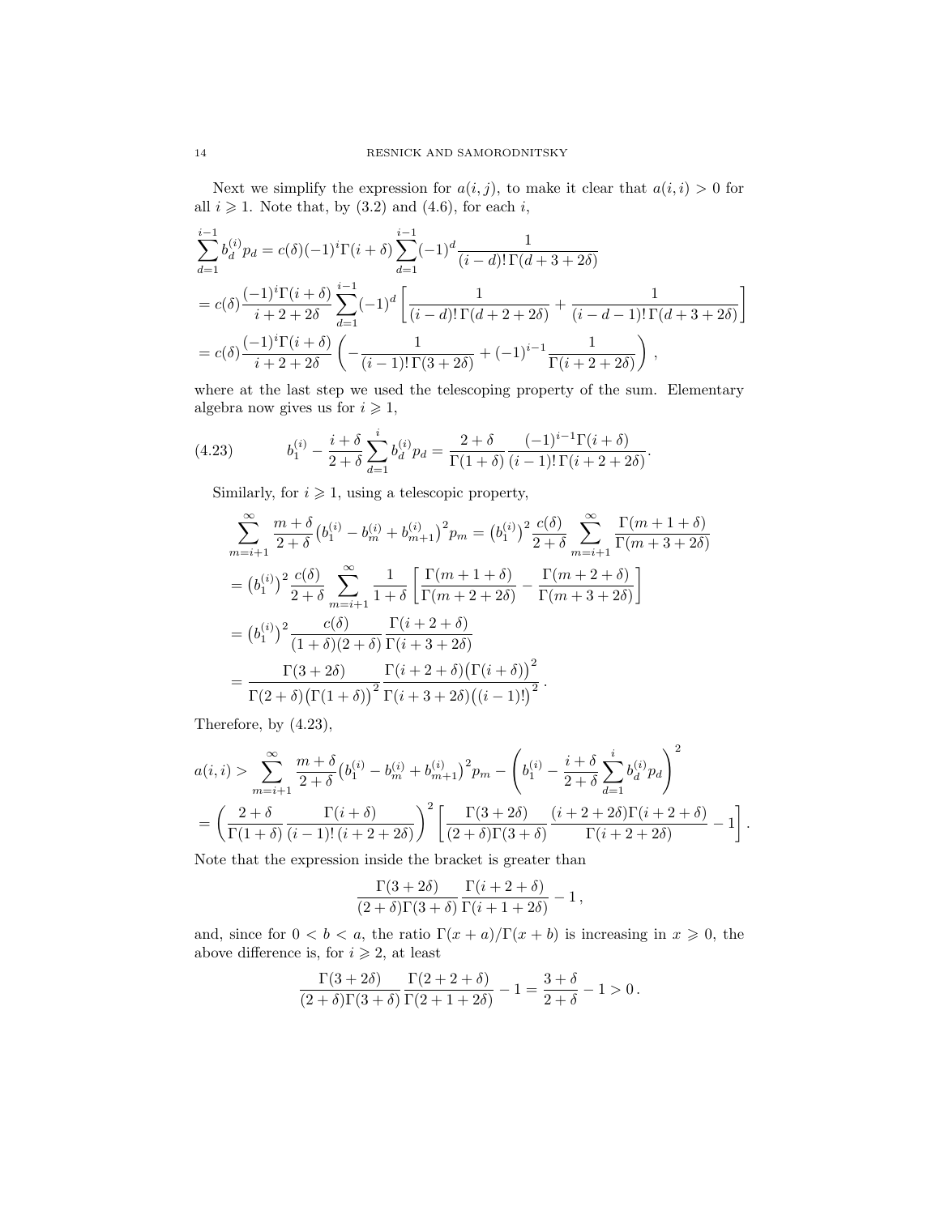Next we simplify the expression for $a(i,j)$, to make it clear that $a(i,i) > 0$ for all $i \geqslant 1$. Note that, by (3.2) and (4.6), for each $i$,

$$
\begin{aligned}
&\sum_{d=1}^{i-1} b_d^{(i)} p_d = c(\delta)(-1)^i \Gamma(i+\delta) \sum_{d=1}^{i-1} (-1)^d \frac{1}{(i-d)!\,\Gamma(d+3+2\delta)} \\
&= c(\delta) \frac{(-1)^i \Gamma(i+\delta)}{i+2+2\delta} \sum_{d=1}^{i-1} (-1)^d \left[ \frac{1}{(i-d)!\,\Gamma(d+2+2\delta)} + \frac{1}{(i-d-1)!\,\Gamma(d+3+2\delta)} \right] \\
&= c(\delta) \frac{(-1)^i \Gamma(i+\delta)}{i+2+2\delta} \left( -\frac{1}{(i-1)!\,\Gamma(3+2\delta)} + (-1)^{i-1} \frac{1}{\Gamma(i+2+2\delta)} \right),
\end{aligned}
$$

where at the last step we used the telescoping property of the sum. Elementary algebra now gives us for $i \geqslant 1$,

$$
b_1^{(i)} - \frac{i+\delta}{2+\delta} \sum_{d=1}^{i} b_d^{(i)} p_d = \frac{2+\delta}{\Gamma(1+\delta)} \frac{(-1)^{i-1} \Gamma(i+\delta)}{(i-1)!\,\Gamma(i+2+2\delta)}. \tag{4.23}
$$

Similarly, for $i \geqslant 1$, using a telescopic property,

$$
\begin{aligned}
&\sum_{m=i+1}^{\infty} \frac{m+\delta}{2+\delta} \big(b_1^{(i)} - b_m^{(i)} + b_{m+1}^{(i)}\big)^2 p_m = \big(b_1^{(i)}\big)^2 \frac{c(\delta)}{2+\delta} \sum_{m=i+1}^{\infty} \frac{\Gamma(m+1+\delta)}{\Gamma(m+3+2\delta)} \\
&= \big(b_1^{(i)}\big)^2 \frac{c(\delta)}{2+\delta} \sum_{m=i+1}^{\infty} \frac{1}{1+\delta} \left[ \frac{\Gamma(m+1+\delta)}{\Gamma(m+2+2\delta)} - \frac{\Gamma(m+2+\delta)}{\Gamma(m+3+2\delta)} \right] \\
&= \big(b_1^{(i)}\big)^2 \frac{c(\delta)}{(1+\delta)(2+\delta)} \frac{\Gamma(i+2+\delta)}{\Gamma(i+3+2\delta)} \\
&= \frac{\Gamma(3+2\delta)}{\Gamma(2+\delta)\big(\Gamma(1+\delta)\big)^2} \frac{\Gamma(i+2+\delta)\big(\Gamma(i+\delta)\big)^2}{\Gamma(i+3+2\delta)\big((i-1)!\big)^2}.
\end{aligned}
$$

Therefore, by (4.23),

$$
\begin{aligned}
a(i,i) &> \sum_{m=i+1}^{\infty} \frac{m+\delta}{2+\delta} \big(b_1^{(i)} - b_m^{(i)} + b_{m+1}^{(i)}\big)^2 p_m - \left( b_1^{(i)} - \frac{i+\delta}{2+\delta} \sum_{d=1}^{i} b_d^{(i)} p_d \right)^2 \\
&= \left( \frac{2+\delta}{\Gamma(1+\delta)} \frac{\Gamma(i+\delta)}{(i-1)!\,(i+2+2\delta)} \right)^2 \left[ \frac{\Gamma(3+2\delta)}{(2+\delta)\Gamma(3+\delta)} \frac{(i+2+2\delta)\Gamma(i+2+\delta)}{\Gamma(i+2+2\delta)} - 1 \right].
\end{aligned}
$$

Note that the expression inside the bracket is greater than

$$
\frac{\Gamma(3+2\delta)}{(2+\delta)\Gamma(3+\delta)} \frac{\Gamma(i+2+\delta)}{\Gamma(i+1+2\delta)} - 1,
$$

and, since for $0 < b < a$, the ratio $\Gamma(x+a)/\Gamma(x+b)$ is increasing in $x \geqslant 0$, the above difference is, for $i \geqslant 2$, at least

$$
\frac{\Gamma(3+2\delta)}{(2+\delta)\Gamma(3+\delta)} \frac{\Gamma(2+2+\delta)}{\Gamma(2+1+2\delta)} - 1 = \frac{3+\delta}{2+\delta} - 1 > 0.
$$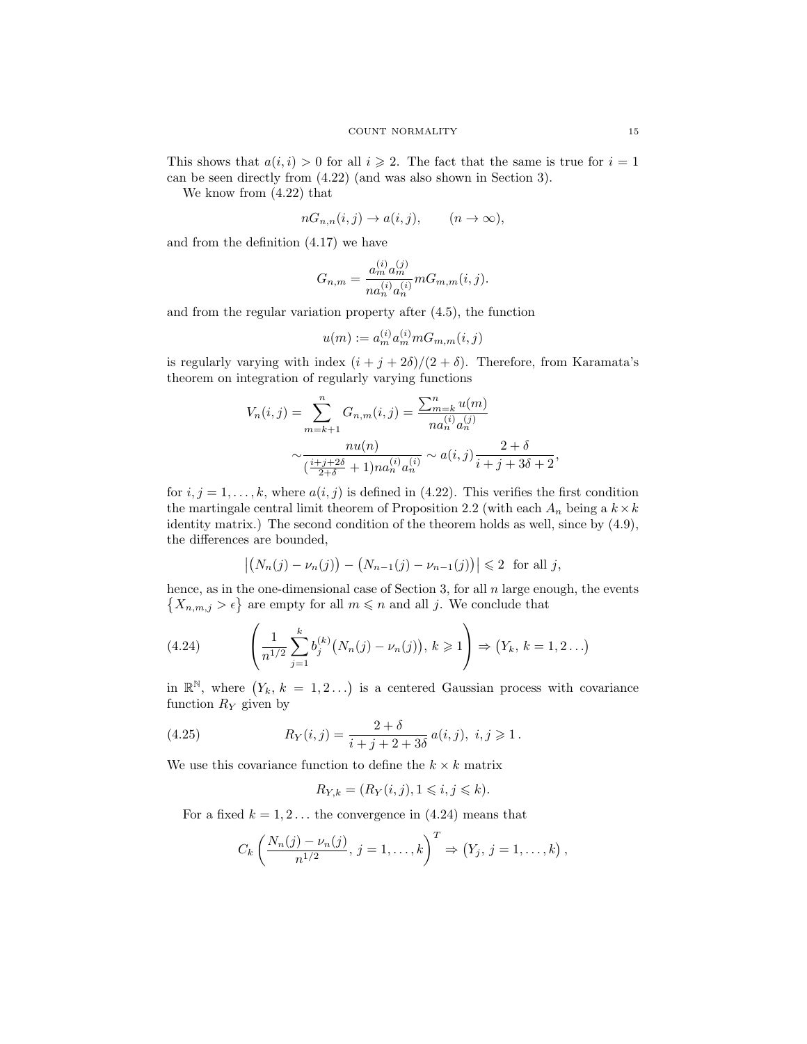This shows that $a(i,i) > 0$ for all $i \geqslant 2$. The fact that the same is true for $i = 1$ can be seen directly from (4.22) (and was also shown in Section 3).

We know from (4.22) that

$$nG_{n,n}(i,j) \to a(i,j), \qquad (n \to \infty),$$

and from the definition (4.17) we have

$$G_{n,m} = \frac{a_m^{(i)} a_m^{(j)}}{n a_n^{(i)} a_n^{(i)}} m G_{m,m}(i,j).$$

and from the regular variation property after (4.5), the function

$$u(m) := a_m^{(i)} a_m^{(i)} m G_{m,m}(i,j)$$

is regularly varying with index $(i + j + 2\delta)/(2 + \delta)$. Therefore, from Karamata's theorem on integration of regularly varying functions

$$\begin{aligned}
V_n(i,j) &= \sum_{m=k+1}^{n} G_{n,m}(i,j) = \frac{\sum_{m=k}^{n} u(m)}{n a_n^{(i)} a_n^{(j)}} \\
&\sim \frac{n u(n)}{(\frac{i+j+2\delta}{2+\delta} + 1) n a_n^{(i)} a_n^{(i)}} \sim a(i,j) \frac{2+\delta}{i + j + 3\delta + 2},
\end{aligned}$$

for $i, j = 1, \ldots, k$, where $a(i,j)$ is defined in (4.22). This verifies the first condition the martingale central limit theorem of Proposition 2.2 (with each $A_n$ being a $k \times k$ identity matrix.) The second condition of the theorem holds as well, since by (4.9), the differences are bounded,

$$\left| \big(N_n(j) - \nu_n(j)\big) - \big(N_{n-1}(j) - \nu_{n-1}(j)\big) \right| \leqslant 2 \ \text{ for all } j,$$

hence, as in the one-dimensional case of Section 3, for all $n$ large enough, the events $\{X_{n,m,j} > \epsilon\}$ are empty for all $m \leqslant n$ and all $j$. We conclude that

$$\left( \frac{1}{n^{1/2}} \sum_{j=1}^{k} b_j^{(k)} \big(N_n(j) - \nu_n(j)\big), \, k \geqslant 1 \right) \Rightarrow \big(Y_k, \, k = 1, 2 \ldots\big) \tag{4.24}$$

in $\mathbb{R}^{\mathbb{N}}$, where $\big(Y_k, \, k = 1, 2 \ldots\big)$ is a centered Gaussian process with covariance function $R_Y$ given by

$$R_Y(i,j) = \frac{2+\delta}{i + j + 2 + 3\delta} \, a(i,j), \ i, j \geqslant 1 \, . \tag{4.25}$$

We use this covariance function to define the $k \times k$ matrix

$$R_{Y,k} = (R_Y(i,j), 1 \leqslant i, j \leqslant k).$$

For a fixed $k = 1, 2 \ldots$ the convergence in (4.24) means that

$$C_k \left( \frac{N_n(j) - \nu_n(j)}{n^{1/2}}, \, j = 1, \ldots, k \right)^T \Rightarrow \big(Y_j, \, j = 1, \ldots, k\big) \, ,$$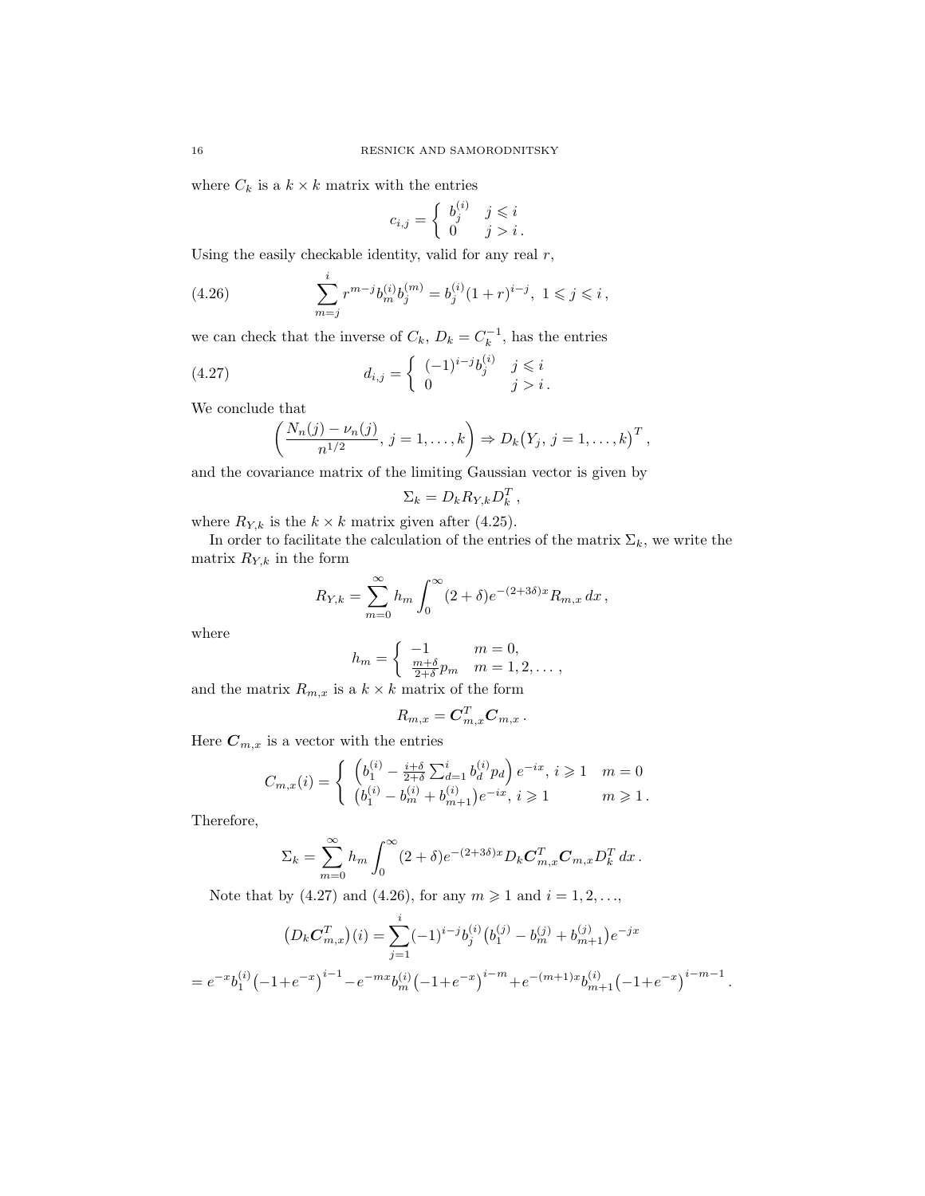where $C_k$ is a $k \times k$ matrix with the entries

$$c_{i,j} = \begin{cases} b_j^{(i)} & j \leqslant i \\ 0 & j > i \,. \end{cases}$$

Using the easily checkable identity, valid for any real $r$,

$$\sum_{m=j}^{i} r^{m-j} b_m^{(i)} b_j^{(m)} = b_j^{(i)} (1+r)^{i-j}, \ 1 \leqslant j \leqslant i \,, \tag{4.26}$$

we can check that the inverse of $C_k$, $D_k = C_k^{-1}$, has the entries

$$d_{i,j} = \begin{cases} (-1)^{i-j} b_j^{(i)} & j \leqslant i \\ 0 & j > i \,. \end{cases} \tag{4.27}$$

We conclude that

$$\left( \frac{N_n(j) - \nu_n(j)}{n^{1/2}}, \, j = 1, \ldots, k \right) \Rightarrow D_k \big( Y_j, \, j = 1, \ldots, k \big)^T \,,$$

and the covariance matrix of the limiting Gaussian vector is given by

$$\Sigma_k = D_k R_{Y,k} D_k^T \,,$$

where $R_{Y,k}$ is the $k \times k$ matrix given after (4.25).

In order to facilitate the calculation of the entries of the matrix $\Sigma_k$, we write the matrix $R_{Y,k}$ in the form

$$R_{Y,k} = \sum_{m=0}^{\infty} h_m \int_0^{\infty} (2+\delta) e^{-(2+3\delta)x} R_{m,x} \, dx \,,$$

where

$$h_m = \begin{cases} -1 & m = 0, \\ \frac{m+\delta}{2+\delta} p_m & m = 1, 2, \ldots \,, \end{cases}$$

and the matrix $R_{m,x}$ is a $k \times k$ matrix of the form

$$R_{m,x} = \boldsymbol{C}_{m,x}^T \boldsymbol{C}_{m,x} \,.$$

Here $\boldsymbol{C}_{m,x}$ is a vector with the entries

$$C_{m,x}(i) = \begin{cases} \left( b_1^{(i)} - \frac{i+\delta}{2+\delta} \sum_{d=1}^{i} b_d^{(i)} p_d \right) e^{-ix}, \ i \geqslant 1 & m = 0 \\ \big( b_1^{(i)} - b_m^{(i)} + b_{m+1}^{(i)} \big) e^{-ix}, \ i \geqslant 1 & m \geqslant 1 \,. \end{cases}$$

Therefore,

$$\Sigma_k = \sum_{m=0}^{\infty} h_m \int_0^{\infty} (2+\delta) e^{-(2+3\delta)x} D_k \boldsymbol{C}_{m,x}^T \boldsymbol{C}_{m,x} D_k^T \, dx \,.$$

Note that by (4.27) and (4.26), for any $m \geqslant 1$ and $i = 1, 2, \ldots$,

$$\big( D_k \boldsymbol{C}_{m,x}^T \big)(i) = \sum_{j=1}^{i} (-1)^{i-j} b_j^{(i)} \big( b_1^{(j)} - b_m^{(j)} + b_{m+1}^{(j)} \big) e^{-jx}$$

$$= e^{-x} b_1^{(i)} \big( -1 + e^{-x} \big)^{i-1} - e^{-mx} b_m^{(i)} \big( -1 + e^{-x} \big)^{i-m} + e^{-(m+1)x} b_{m+1}^{(i)} \big( -1 + e^{-x} \big)^{i-m-1} \,.$$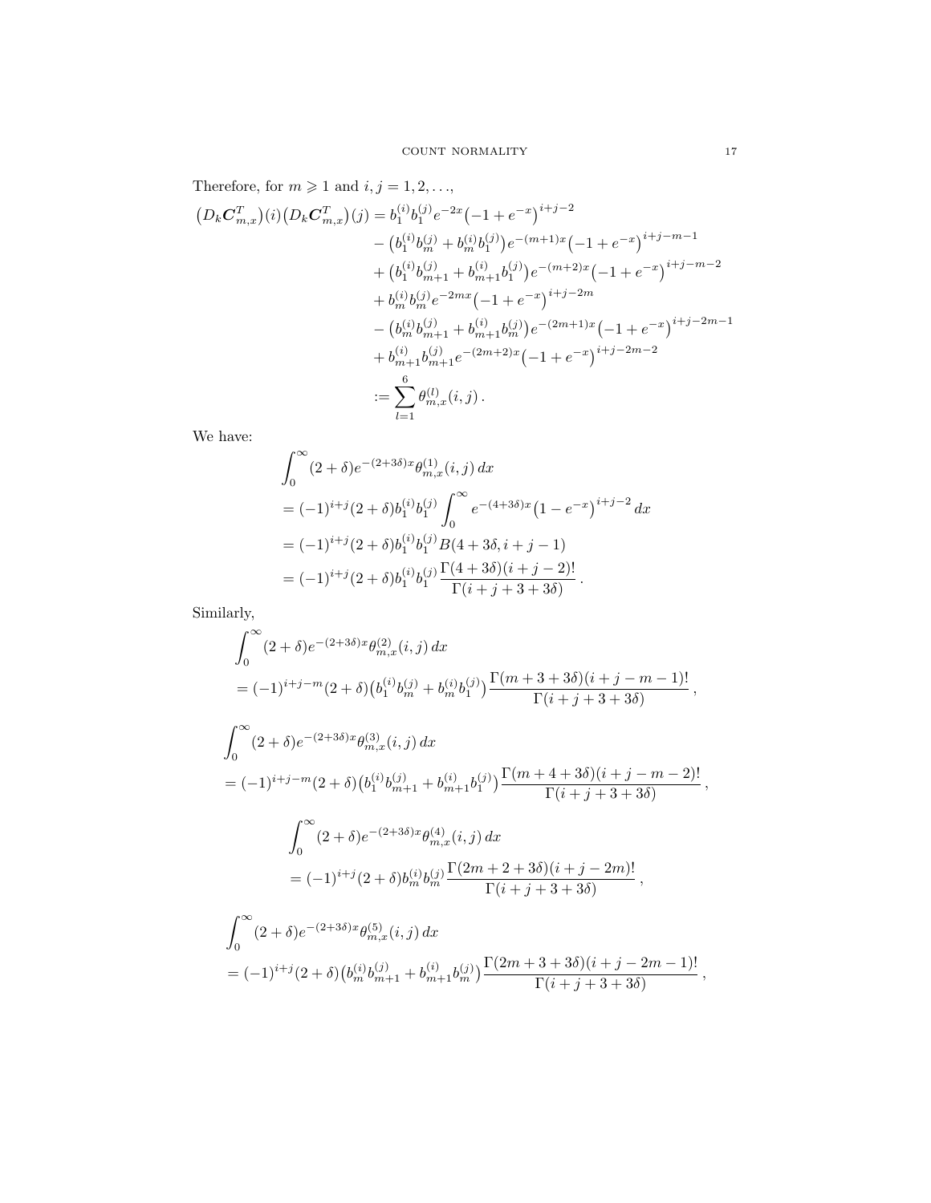Therefore, for $m \geqslant 1$ and $i, j = 1, 2, \ldots$,

$$
\begin{aligned}
\big(D_k \boldsymbol{C}_{m,x}^T\big)(i)\big(D_k \boldsymbol{C}_{m,x}^T\big)(j) &= b_1^{(i)} b_1^{(j)} e^{-2x}\big(-1+e^{-x}\big)^{i+j-2} \\
&\quad - \big(b_1^{(i)} b_m^{(j)} + b_m^{(i)} b_1^{(j)}\big) e^{-(m+1)x}\big(-1+e^{-x}\big)^{i+j-m-1} \\
&\quad + \big(b_1^{(i)} b_{m+1}^{(j)} + b_{m+1}^{(i)} b_1^{(j)}\big) e^{-(m+2)x}\big(-1+e^{-x}\big)^{i+j-m-2} \\
&\quad + b_m^{(i)} b_m^{(j)} e^{-2mx}\big(-1+e^{-x}\big)^{i+j-2m} \\
&\quad - \big(b_m^{(i)} b_{m+1}^{(j)} + b_{m+1}^{(i)} b_m^{(j)}\big) e^{-(2m+1)x}\big(-1+e^{-x}\big)^{i+j-2m-1} \\
&\quad + b_{m+1}^{(i)} b_{m+1}^{(j)} e^{-(2m+2)x}\big(-1+e^{-x}\big)^{i+j-2m-2} \\
&:= \sum_{l=1}^{6} \theta_{m,x}^{(l)}(i,j)\,.
\end{aligned}
$$

We have:

$$
\begin{aligned}
&\int_0^\infty (2+\delta) e^{-(2+3\delta)x} \theta_{m,x}^{(1)}(i,j)\, dx \\
&= (-1)^{i+j}(2+\delta) b_1^{(i)} b_1^{(j)} \int_0^\infty e^{-(4+3\delta)x}\big(1-e^{-x}\big)^{i+j-2}\, dx \\
&= (-1)^{i+j}(2+\delta) b_1^{(i)} b_1^{(j)} B(4+3\delta, i+j-1) \\
&= (-1)^{i+j}(2+\delta) b_1^{(i)} b_1^{(j)} \frac{\Gamma(4+3\delta)(i+j-2)!}{\Gamma(i+j+3+3\delta)}\,.
\end{aligned}
$$

Similarly,

$$
\begin{aligned}
&\int_0^\infty (2+\delta) e^{-(2+3\delta)x} \theta_{m,x}^{(2)}(i,j)\, dx \\
&= (-1)^{i+j-m}(2+\delta)\big(b_1^{(i)} b_m^{(j)} + b_m^{(i)} b_1^{(j)}\big) \frac{\Gamma(m+3+3\delta)(i+j-m-1)!}{\Gamma(i+j+3+3\delta)}\,,
\end{aligned}
$$

$$
\begin{aligned}
&\int_0^\infty (2+\delta) e^{-(2+3\delta)x} \theta_{m,x}^{(3)}(i,j)\, dx \\
&= (-1)^{i+j-m}(2+\delta)\big(b_1^{(i)} b_{m+1}^{(j)} + b_{m+1}^{(i)} b_1^{(j)}\big) \frac{\Gamma(m+4+3\delta)(i+j-m-2)!}{\Gamma(i+j+3+3\delta)}\,,
\end{aligned}
$$

$$
\begin{aligned}
&\int_0^\infty (2+\delta) e^{-(2+3\delta)x} \theta_{m,x}^{(4)}(i,j)\, dx \\
&= (-1)^{i+j}(2+\delta) b_m^{(i)} b_m^{(j)} \frac{\Gamma(2m+2+3\delta)(i+j-2m)!}{\Gamma(i+j+3+3\delta)}\,,
\end{aligned}
$$

$$
\begin{aligned}
&\int_0^\infty (2+\delta) e^{-(2+3\delta)x} \theta_{m,x}^{(5)}(i,j)\, dx \\
&= (-1)^{i+j}(2+\delta)\big(b_m^{(i)} b_{m+1}^{(j)} + b_{m+1}^{(i)} b_m^{(j)}\big) \frac{\Gamma(2m+3+3\delta)(i+j-2m-1)!}{\Gamma(i+j+3+3\delta)}\,,
\end{aligned}
$$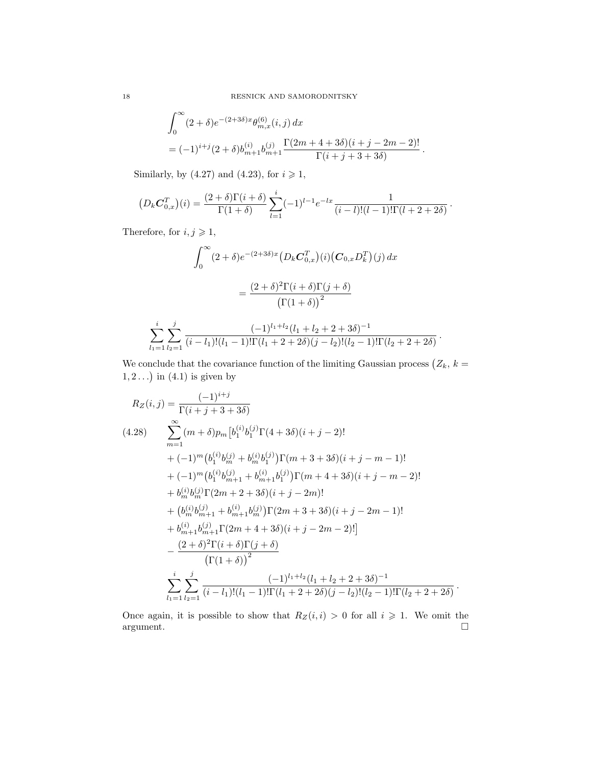$$
\int_0^\infty (2+\delta) e^{-(2+3\delta)x} \theta^{(6)}_{m,x}(i,j)\, dx
= (-1)^{i+j}(2+\delta) b^{(i)}_{m+1} b^{(j)}_{m+1} \frac{\Gamma(2m+4+3\delta)(i+j-2m-2)!}{\Gamma(i+j+3+3\delta)}\,.
$$

Similarly, by (4.27) and (4.23), for $i \geqslant 1$,

$$
\big(D_k \boldsymbol{C}^T_{0,x}\big)(i) = \frac{(2+\delta)\Gamma(i+\delta)}{\Gamma(1+\delta)} \sum_{l=1}^{i} (-1)^{l-1} e^{-lx} \frac{1}{(i-l)!(l-1)!\Gamma(l+2+2\delta)}\,.
$$

Therefore, for $i, j \geqslant 1$,

$$
\int_0^\infty (2+\delta) e^{-(2+3\delta)x} \big(D_k \boldsymbol{C}^T_{0,x}\big)(i) \big(\boldsymbol{C}_{0,x} D_k^T\big)(j)\, dx
= \frac{(2+\delta)^2 \Gamma(i+\delta)\Gamma(j+\delta)}{\big(\Gamma(1+\delta)\big)^2}
$$

$$
\sum_{l_1=1}^{i} \sum_{l_2=1}^{j} \frac{(-1)^{l_1+l_2}(l_1+l_2+2+3\delta)^{-1}}{(i-l_1)!(l_1-1)!\Gamma(l_1+2+2\delta)(j-l_2)!(l_2-1)!\Gamma(l_2+2+2\delta)}\,.
$$

We conclude that the covariance function of the limiting Gaussian process $\big(Z_k,\, k = 1,2\ldots\big)$ in (4.1) is given by

$$
\begin{aligned}
R_Z(i,j) = {} & \frac{(-1)^{i+j}}{\Gamma(i+j+3+3\delta)} \\
& \sum_{m=1}^{\infty} (m+\delta) p_m \big[ b^{(i)}_1 b^{(j)}_1 \Gamma(4+3\delta)(i+j-2)! \\
& + (-1)^m \big(b^{(i)}_1 b^{(j)}_m + b^{(i)}_m b^{(j)}_1\big)\Gamma(m+3+3\delta)(i+j-m-1)! \\
& + (-1)^m \big(b^{(i)}_1 b^{(j)}_{m+1} + b^{(i)}_{m+1} b^{(j)}_1\big)\Gamma(m+4+3\delta)(i+j-m-2)! \\
& + b^{(i)}_m b^{(j)}_m \Gamma(2m+2+3\delta)(i+j-2m)! \\
& + \big(b^{(i)}_m b^{(j)}_{m+1} + b^{(i)}_{m+1} b^{(j)}_m\big)\Gamma(2m+3+3\delta)(i+j-2m-1)! \\
& + b^{(i)}_{m+1} b^{(j)}_{m+1} \Gamma(2m+4+3\delta)(i+j-2m-2)! \big] \\
& - \frac{(2+\delta)^2 \Gamma(i+\delta)\Gamma(j+\delta)}{\big(\Gamma(1+\delta)\big)^2} \\
& \sum_{l_1=1}^{i} \sum_{l_2=1}^{j} \frac{(-1)^{l_1+l_2}(l_1+l_2+2+3\delta)^{-1}}{(i-l_1)!(l_1-1)!\Gamma(l_1+2+2\delta)(j-l_2)!(l_2-1)!\Gamma(l_2+2+2\delta)}\,.
\end{aligned}
\tag{4.28}
$$

Once again, it is possible to show that $R_Z(i,i) > 0$ for all $i \geqslant 1$. We omit the argument. □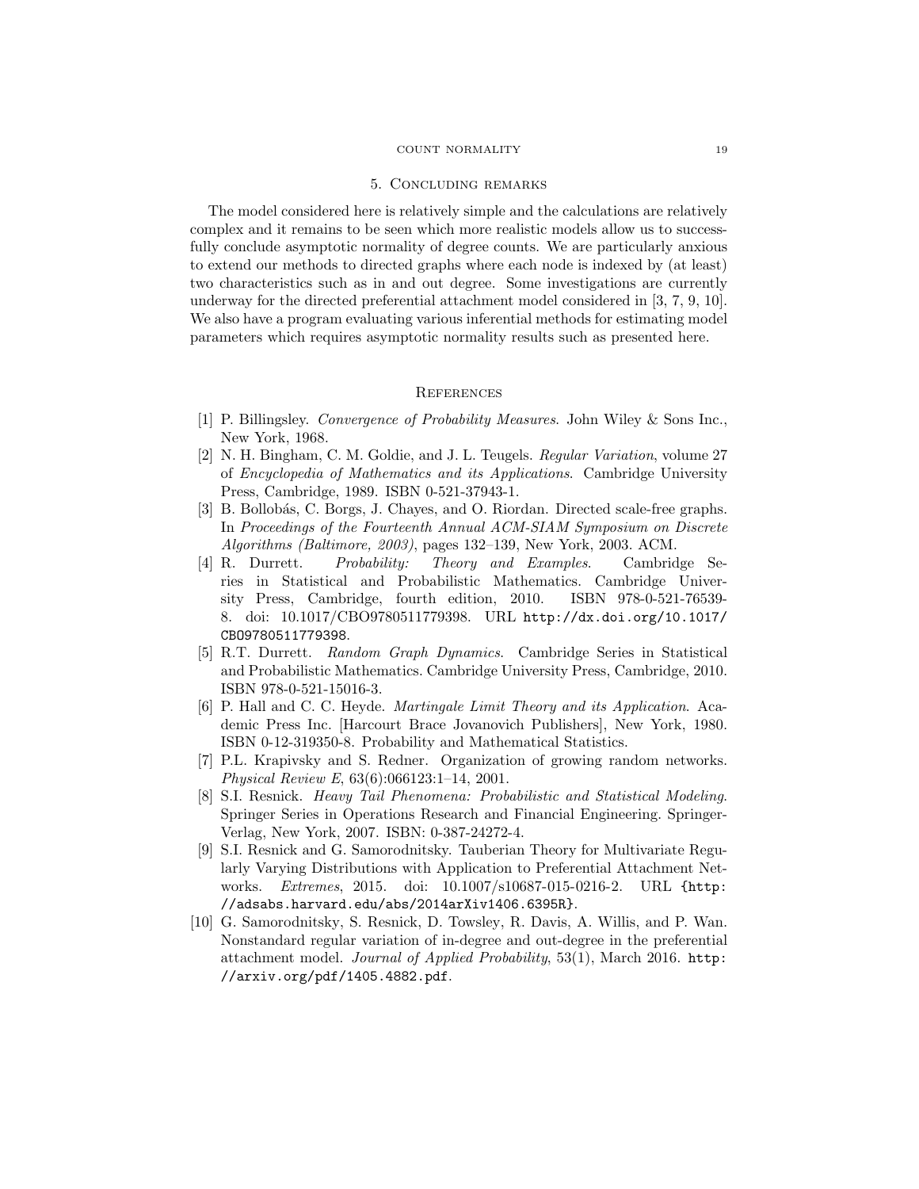## 5. Concluding remarks

The model considered here is relatively simple and the calculations are relatively complex and it remains to be seen which more realistic models allow us to successfully conclude asymptotic normality of degree counts. We are particularly anxious to extend our methods to directed graphs where each node is indexed by (at least) two characteristics such as in and out degree. Some investigations are currently underway for the directed preferential attachment model considered in [3, 7, 9, 10]. We also have a program evaluating various inferential methods for estimating model parameters which requires asymptotic normality results such as presented here.

## References

[1] P. Billingsley. *Convergence of Probability Measures*. John Wiley & Sons Inc., New York, 1968.

[2] N. H. Bingham, C. M. Goldie, and J. L. Teugels. *Regular Variation*, volume 27 of *Encyclopedia of Mathematics and its Applications*. Cambridge University Press, Cambridge, 1989. ISBN 0-521-37943-1.

[3] B. Bollobás, C. Borgs, J. Chayes, and O. Riordan. Directed scale-free graphs. In *Proceedings of the Fourteenth Annual ACM-SIAM Symposium on Discrete Algorithms (Baltimore, 2003)*, pages 132–139, New York, 2003. ACM.

[4] R. Durrett. *Probability: Theory and Examples*. Cambridge Series in Statistical and Probabilistic Mathematics. Cambridge University Press, Cambridge, fourth edition, 2010. ISBN 978-0-521-76539-8. doi: 10.1017/CBO9780511779398. URL `http://dx.doi.org/10.1017/CBO9780511779398`.

[5] R.T. Durrett. *Random Graph Dynamics*. Cambridge Series in Statistical and Probabilistic Mathematics. Cambridge University Press, Cambridge, 2010. ISBN 978-0-521-15016-3.

[6] P. Hall and C. C. Heyde. *Martingale Limit Theory and its Application*. Academic Press Inc. [Harcourt Brace Jovanovich Publishers], New York, 1980. ISBN 0-12-319350-8. Probability and Mathematical Statistics.

[7] P.L. Krapivsky and S. Redner. Organization of growing random networks. *Physical Review E*, 63(6):066123:1–14, 2001.

[8] S.I. Resnick. *Heavy Tail Phenomena: Probabilistic and Statistical Modeling*. Springer Series in Operations Research and Financial Engineering. Springer-Verlag, New York, 2007. ISBN: 0-387-24272-4.

[9] S.I. Resnick and G. Samorodnitsky. Tauberian Theory for Multivariate Regularly Varying Distributions with Application to Preferential Attachment Networks. *Extremes*, 2015. doi: 10.1007/s10687-015-0216-2. URL `{http://adsabs.harvard.edu/abs/2014arXiv1406.6395R}`.

[10] G. Samorodnitsky, S. Resnick, D. Towsley, R. Davis, A. Willis, and P. Wan. Nonstandard regular variation of in-degree and out-degree in the preferential attachment model. *Journal of Applied Probability*, 53(1), March 2016. `http://arxiv.org/pdf/1405.4882.pdf`.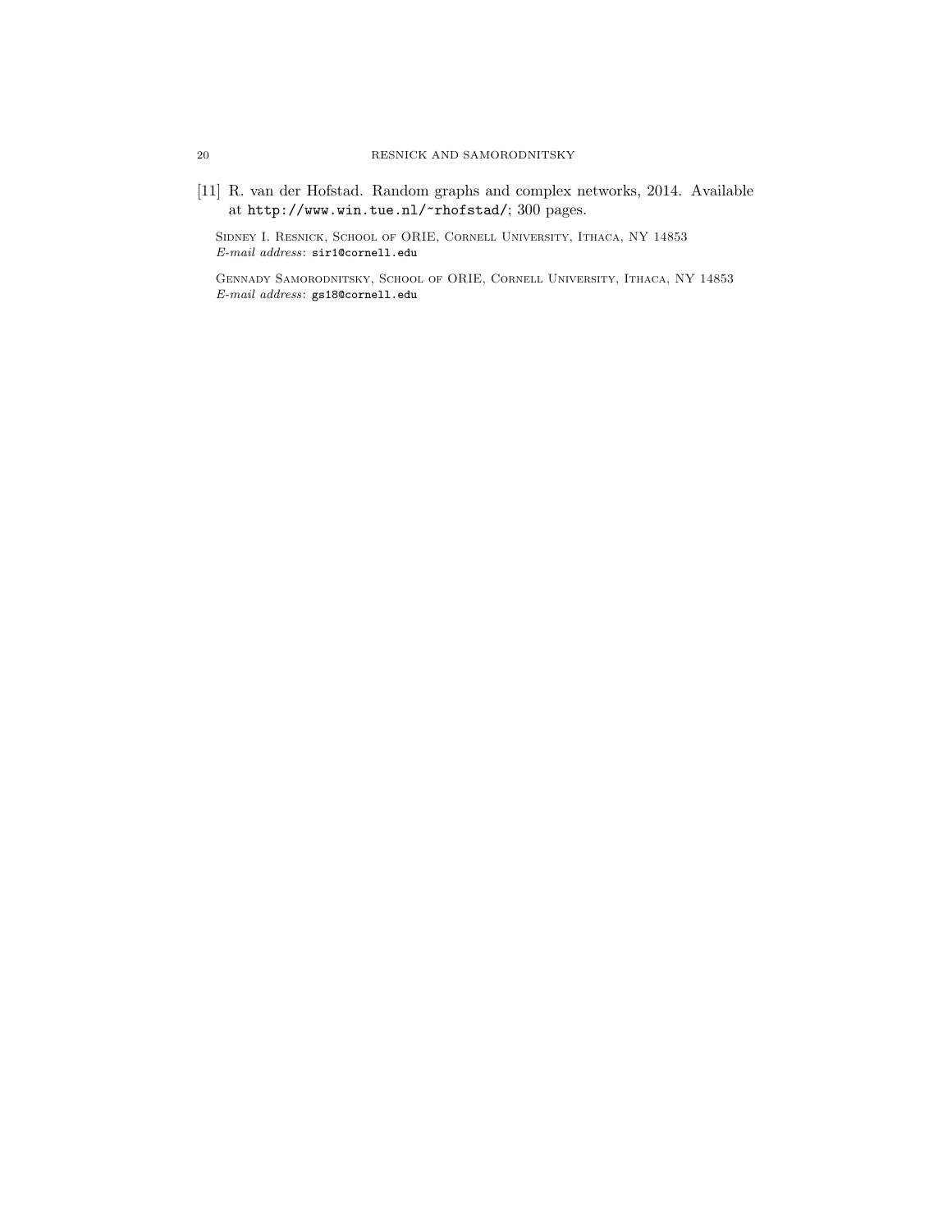[11] R. van der Hofstad. Random graphs and complex networks, 2014. Available at `http://www.win.tue.nl/~rhofstad/`; 300 pages.

Sidney I. Resnick, School of ORIE, Cornell University, Ithaca, NY 14853
*E-mail address*: `sir1@cornell.edu`

Gennady Samorodnitsky, School of ORIE, Cornell University, Ithaca, NY 14853
*E-mail address*: `gs18@cornell.edu`